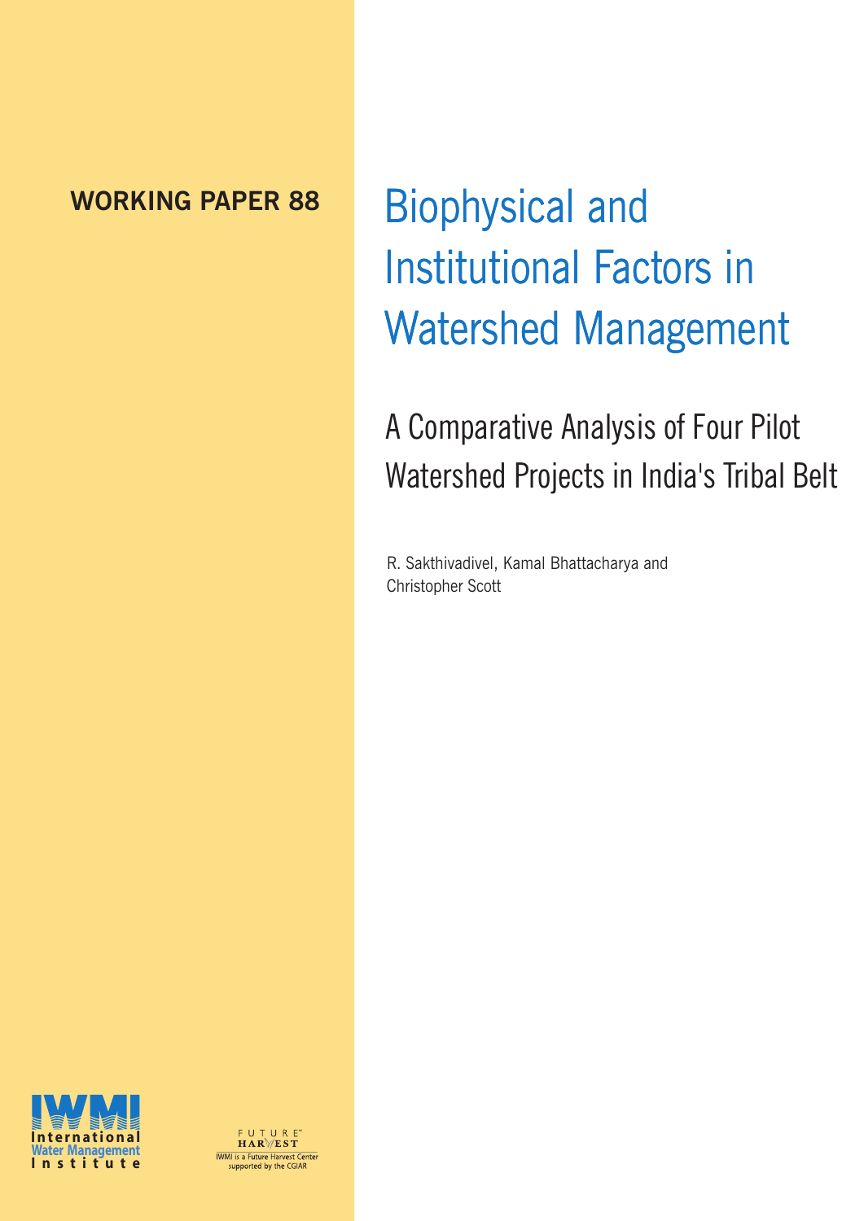**WORKING PAPER 88**

# Biophysical and Institutional Factors in Watershed Management

## A Comparative Analysis of Four Pilot Watershed Projects in India's Tribal Belt

R. Sakthivadivel, Kamal Bhattacharya and Christopher Scott

International Water Management Institute

FUTURE HARVEST

IWMI is a Future Harvest Center supported by the CGIAR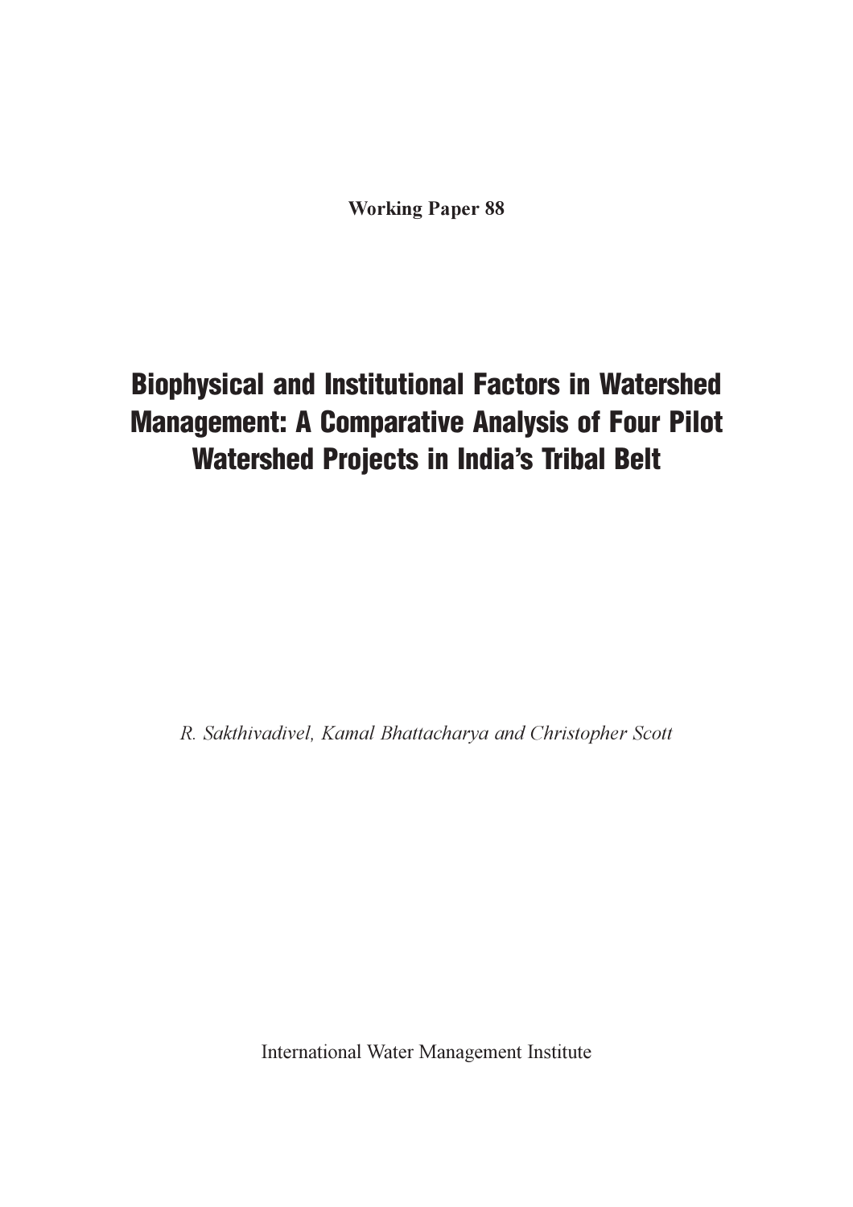**Working Paper 88**

# Biophysical and Institutional Factors in Watershed Management: A Comparative Analysis of Four Pilot Watershed Projects in India's Tribal Belt

*R. Sakthivadivel, Kamal Bhattacharya and Christopher Scott*

International Water Management Institute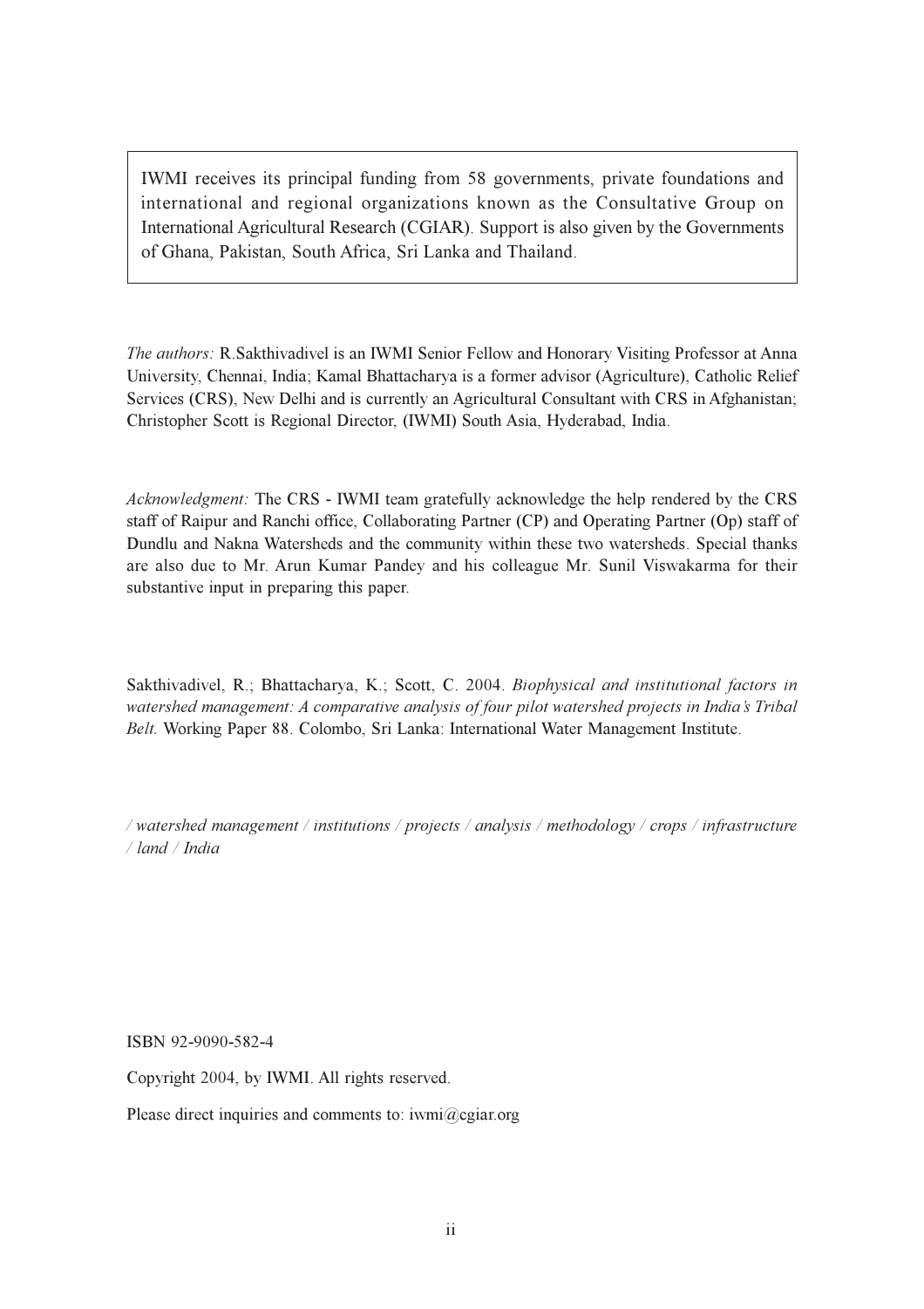IWMI receives its principal funding from 58 governments, private foundations and international and regional organizations known as the Consultative Group on International Agricultural Research (CGIAR). Support is also given by the Governments of Ghana, Pakistan, South Africa, Sri Lanka and Thailand.

*The authors:* R.Sakthivadivel is an IWMI Senior Fellow and Honorary Visiting Professor at Anna University, Chennai, India; Kamal Bhattacharya is a former advisor (Agriculture), Catholic Relief Services (CRS), New Delhi and is currently an Agricultural Consultant with CRS in Afghanistan; Christopher Scott is Regional Director, (IWMI) South Asia, Hyderabad, India.

*Acknowledgment:* The CRS - IWMI team gratefully acknowledge the help rendered by the CRS staff of Raipur and Ranchi office, Collaborating Partner (CP) and Operating Partner (Op) staff of Dundlu and Nakna Watersheds and the community within these two watersheds. Special thanks are also due to Mr. Arun Kumar Pandey and his colleague Mr. Sunil Viswakarma for their substantive input in preparing this paper.

Sakthivadivel, R.; Bhattacharya, K.; Scott, C. 2004. *Biophysical and institutional factors in watershed management: A comparative analysis of four pilot watershed projects in India's Tribal Belt.* Working Paper 88. Colombo, Sri Lanka: International Water Management Institute.

*/ watershed management / institutions / projects / analysis / methodology / crops / infrastructure / land / India*

ISBN 92-9090-582-4

Copyright 2004, by IWMI. All rights reserved.

Please direct inquiries and comments to: iwmi@cgiar.org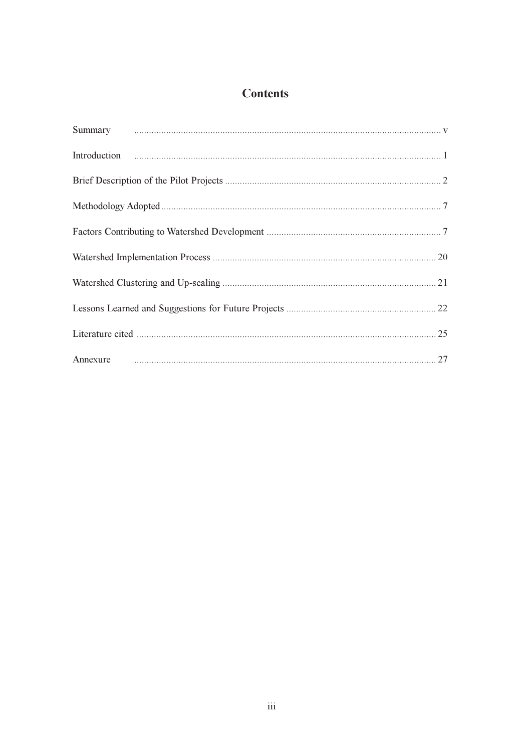# Contents

| | |
|---|---|
| Summary | v |
| Introduction | 1 |
| Brief Description of the Pilot Projects | 2 |
| Methodology Adopted | 7 |
| Factors Contributing to Watershed Development | 7 |
| Watershed Implementation Process | 20 |
| Watershed Clustering and Up-scaling | 21 |
| Lessons Learned and Suggestions for Future Projects | 22 |
| Literature cited | 25 |
| Annexure | 27 |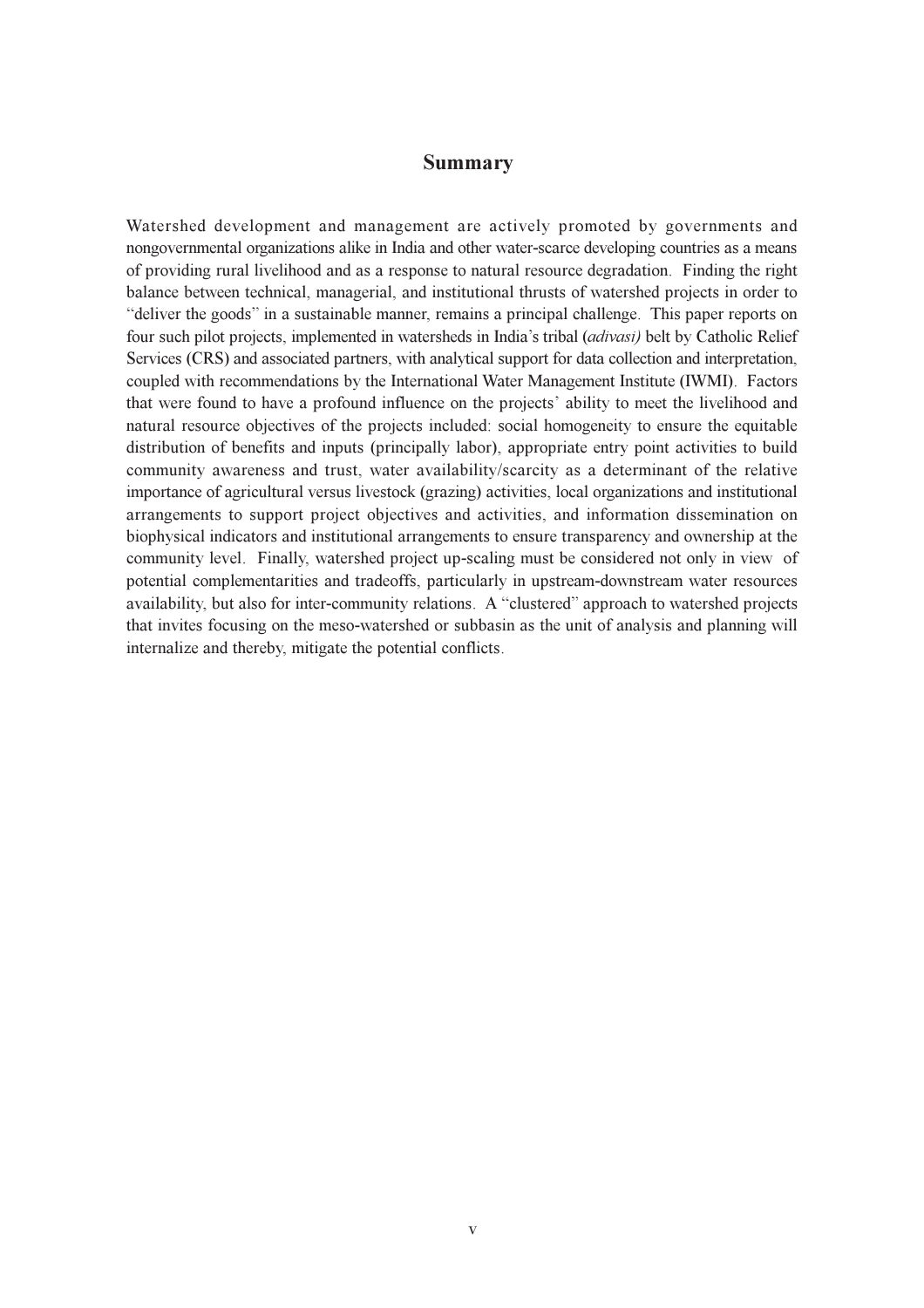# Summary

Watershed development and management are actively promoted by governments and nongovernmental organizations alike in India and other water-scarce developing countries as a means of providing rural livelihood and as a response to natural resource degradation. Finding the right balance between technical, managerial, and institutional thrusts of watershed projects in order to "deliver the goods" in a sustainable manner, remains a principal challenge. This paper reports on four such pilot projects, implemented in watersheds in India's tribal (*adivasi)* belt by Catholic Relief Services (CRS) and associated partners, with analytical support for data collection and interpretation, coupled with recommendations by the International Water Management Institute (IWMI). Factors that were found to have a profound influence on the projects' ability to meet the livelihood and natural resource objectives of the projects included: social homogeneity to ensure the equitable distribution of benefits and inputs (principally labor), appropriate entry point activities to build community awareness and trust, water availability/scarcity as a determinant of the relative importance of agricultural versus livestock (grazing) activities, local organizations and institutional arrangements to support project objectives and activities, and information dissemination on biophysical indicators and institutional arrangements to ensure transparency and ownership at the community level. Finally, watershed project up-scaling must be considered not only in view of potential complementarities and tradeoffs, particularly in upstream-downstream water resources availability, but also for inter-community relations. A "clustered" approach to watershed projects that invites focusing on the meso-watershed or subbasin as the unit of analysis and planning will internalize and thereby, mitigate the potential conflicts.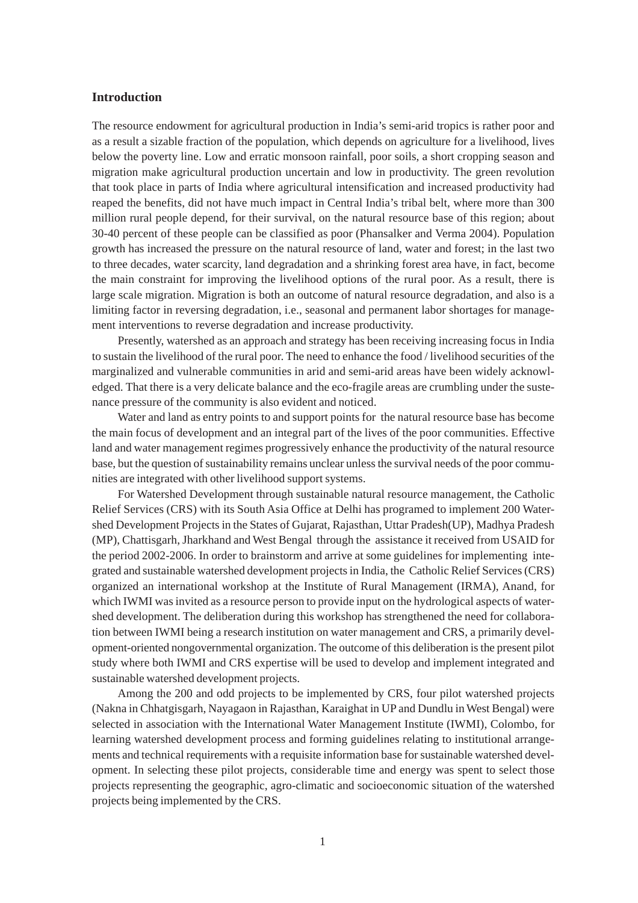## Introduction

The resource endowment for agricultural production in India's semi-arid tropics is rather poor and as a result a sizable fraction of the population, which depends on agriculture for a livelihood, lives below the poverty line. Low and erratic monsoon rainfall, poor soils, a short cropping season and migration make agricultural production uncertain and low in productivity. The green revolution that took place in parts of India where agricultural intensification and increased productivity had reaped the benefits, did not have much impact in Central India's tribal belt, where more than 300 million rural people depend, for their survival, on the natural resource base of this region; about 30-40 percent of these people can be classified as poor (Phansalker and Verma 2004). Population growth has increased the pressure on the natural resource of land, water and forest; in the last two to three decades, water scarcity, land degradation and a shrinking forest area have, in fact, become the main constraint for improving the livelihood options of the rural poor. As a result, there is large scale migration. Migration is both an outcome of natural resource degradation, and also is a limiting factor in reversing degradation, i.e., seasonal and permanent labor shortages for management interventions to reverse degradation and increase productivity.

Presently, watershed as an approach and strategy has been receiving increasing focus in India to sustain the livelihood of the rural poor. The need to enhance the food / livelihood securities of the marginalized and vulnerable communities in arid and semi-arid areas have been widely acknowledged. That there is a very delicate balance and the eco-fragile areas are crumbling under the sustenance pressure of the community is also evident and noticed.

Water and land as entry points to and support points for the natural resource base has become the main focus of development and an integral part of the lives of the poor communities. Effective land and water management regimes progressively enhance the productivity of the natural resource base, but the question of sustainability remains unclear unless the survival needs of the poor communities are integrated with other livelihood support systems.

For Watershed Development through sustainable natural resource management, the Catholic Relief Services (CRS) with its South Asia Office at Delhi has programed to implement 200 Watershed Development Projects in the States of Gujarat, Rajasthan, Uttar Pradesh(UP), Madhya Pradesh (MP), Chattisgarh, Jharkhand and West Bengal through the assistance it received from USAID for the period 2002-2006. In order to brainstorm and arrive at some guidelines for implementing integrated and sustainable watershed development projects in India, the Catholic Relief Services (CRS) organized an international workshop at the Institute of Rural Management (IRMA), Anand, for which IWMI was invited as a resource person to provide input on the hydrological aspects of watershed development. The deliberation during this workshop has strengthened the need for collaboration between IWMI being a research institution on water management and CRS, a primarily development-oriented nongovernmental organization. The outcome of this deliberation is the present pilot study where both IWMI and CRS expertise will be used to develop and implement integrated and sustainable watershed development projects.

Among the 200 and odd projects to be implemented by CRS, four pilot watershed projects (Nakna in Chhatgisgarh, Nayagaon in Rajasthan, Karaighat in UP and Dundlu in West Bengal) were selected in association with the International Water Management Institute (IWMI), Colombo, for learning watershed development process and forming guidelines relating to institutional arrangements and technical requirements with a requisite information base for sustainable watershed development. In selecting these pilot projects, considerable time and energy was spent to select those projects representing the geographic, agro-climatic and socioeconomic situation of the watershed projects being implemented by the CRS.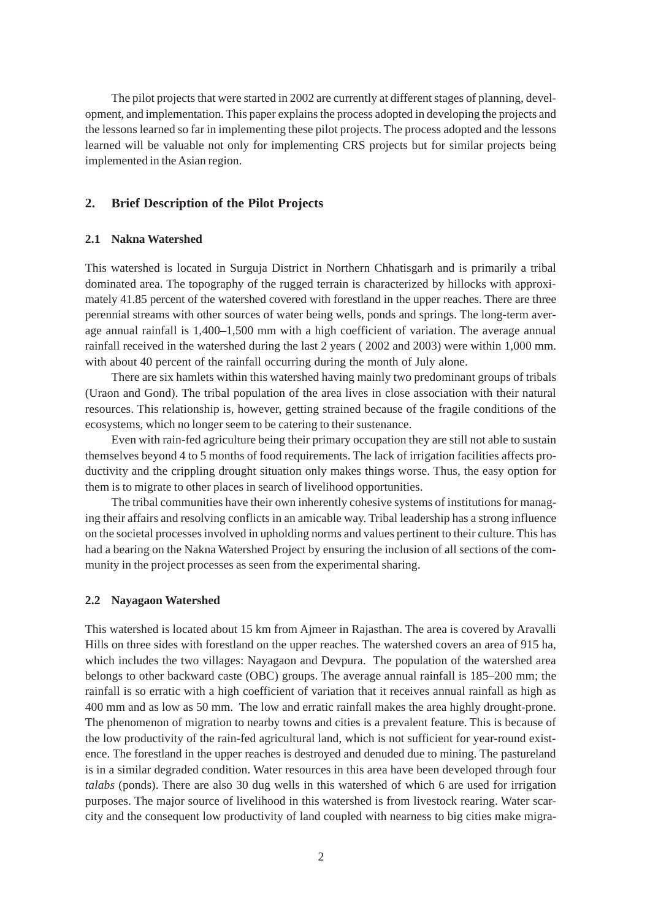The pilot projects that were started in 2002 are currently at different stages of planning, development, and implementation. This paper explains the process adopted in developing the projects and the lessons learned so far in implementing these pilot projects. The process adopted and the lessons learned will be valuable not only for implementing CRS projects but for similar projects being implemented in the Asian region.

## 2. Brief Description of the Pilot Projects

### 2.1 Nakna Watershed

This watershed is located in Surguja District in Northern Chhatisgarh and is primarily a tribal dominated area. The topography of the rugged terrain is characterized by hillocks with approximately 41.85 percent of the watershed covered with forestland in the upper reaches. There are three perennial streams with other sources of water being wells, ponds and springs. The long-term average annual rainfall is 1,400–1,500 mm with a high coefficient of variation. The average annual rainfall received in the watershed during the last 2 years ( 2002 and 2003) were within 1,000 mm. with about 40 percent of the rainfall occurring during the month of July alone.

There are six hamlets within this watershed having mainly two predominant groups of tribals (Uraon and Gond). The tribal population of the area lives in close association with their natural resources. This relationship is, however, getting strained because of the fragile conditions of the ecosystems, which no longer seem to be catering to their sustenance.

Even with rain-fed agriculture being their primary occupation they are still not able to sustain themselves beyond 4 to 5 months of food requirements. The lack of irrigation facilities affects productivity and the crippling drought situation only makes things worse. Thus, the easy option for them is to migrate to other places in search of livelihood opportunities.

The tribal communities have their own inherently cohesive systems of institutions for managing their affairs and resolving conflicts in an amicable way. Tribal leadership has a strong influence on the societal processes involved in upholding norms and values pertinent to their culture. This has had a bearing on the Nakna Watershed Project by ensuring the inclusion of all sections of the community in the project processes as seen from the experimental sharing.

### 2.2 Nayagaon Watershed

This watershed is located about 15 km from Ajmeer in Rajasthan. The area is covered by Aravalli Hills on three sides with forestland on the upper reaches. The watershed covers an area of 915 ha, which includes the two villages: Nayagaon and Devpura. The population of the watershed area belongs to other backward caste (OBC) groups. The average annual rainfall is 185–200 mm; the rainfall is so erratic with a high coefficient of variation that it receives annual rainfall as high as 400 mm and as low as 50 mm. The low and erratic rainfall makes the area highly drought-prone. The phenomenon of migration to nearby towns and cities is a prevalent feature. This is because of the low productivity of the rain-fed agricultural land, which is not sufficient for year-round existence. The forestland in the upper reaches is destroyed and denuded due to mining. The pastureland is in a similar degraded condition. Water resources in this area have been developed through four *talabs* (ponds). There are also 30 dug wells in this watershed of which 6 are used for irrigation purposes. The major source of livelihood in this watershed is from livestock rearing. Water scarcity and the consequent low productivity of land coupled with nearness to big cities make migra-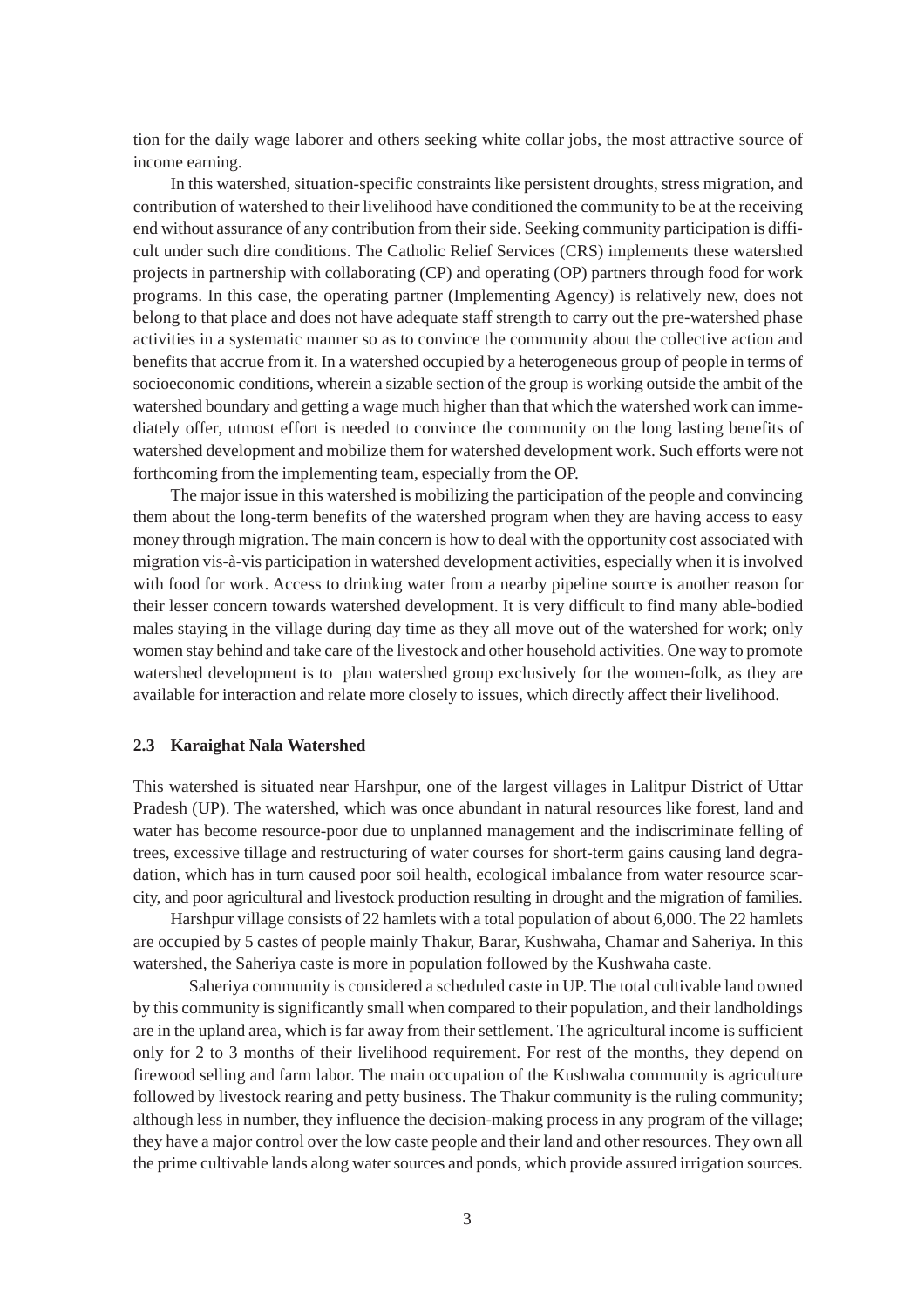tion for the daily wage laborer and others seeking white collar jobs, the most attractive source of income earning.

In this watershed, situation-specific constraints like persistent droughts, stress migration, and contribution of watershed to their livelihood have conditioned the community to be at the receiving end without assurance of any contribution from their side. Seeking community participation is difficult under such dire conditions. The Catholic Relief Services (CRS) implements these watershed projects in partnership with collaborating (CP) and operating (OP) partners through food for work programs. In this case, the operating partner (Implementing Agency) is relatively new, does not belong to that place and does not have adequate staff strength to carry out the pre-watershed phase activities in a systematic manner so as to convince the community about the collective action and benefits that accrue from it. In a watershed occupied by a heterogeneous group of people in terms of socioeconomic conditions, wherein a sizable section of the group is working outside the ambit of the watershed boundary and getting a wage much higher than that which the watershed work can immediately offer, utmost effort is needed to convince the community on the long lasting benefits of watershed development and mobilize them for watershed development work. Such efforts were not forthcoming from the implementing team, especially from the OP.

The major issue in this watershed is mobilizing the participation of the people and convincing them about the long-term benefits of the watershed program when they are having access to easy money through migration. The main concern is how to deal with the opportunity cost associated with migration vis-à-vis participation in watershed development activities, especially when it is involved with food for work. Access to drinking water from a nearby pipeline source is another reason for their lesser concern towards watershed development. It is very difficult to find many able-bodied males staying in the village during day time as they all move out of the watershed for work; only women stay behind and take care of the livestock and other household activities. One way to promote watershed development is to plan watershed group exclusively for the women-folk, as they are available for interaction and relate more closely to issues, which directly affect their livelihood.

### 2.3 Karaighat Nala Watershed

This watershed is situated near Harshpur, one of the largest villages in Lalitpur District of Uttar Pradesh (UP). The watershed, which was once abundant in natural resources like forest, land and water has become resource-poor due to unplanned management and the indiscriminate felling of trees, excessive tillage and restructuring of water courses for short-term gains causing land degradation, which has in turn caused poor soil health, ecological imbalance from water resource scarcity, and poor agricultural and livestock production resulting in drought and the migration of families.

Harshpur village consists of 22 hamlets with a total population of about 6,000. The 22 hamlets are occupied by 5 castes of people mainly Thakur, Barar, Kushwaha, Chamar and Saheriya. In this watershed, the Saheriya caste is more in population followed by the Kushwaha caste.

Saheriya community is considered a scheduled caste in UP. The total cultivable land owned by this community is significantly small when compared to their population, and their landholdings are in the upland area, which is far away from their settlement. The agricultural income is sufficient only for 2 to 3 months of their livelihood requirement. For rest of the months, they depend on firewood selling and farm labor. The main occupation of the Kushwaha community is agriculture followed by livestock rearing and petty business. The Thakur community is the ruling community; although less in number, they influence the decision-making process in any program of the village; they have a major control over the low caste people and their land and other resources. They own all the prime cultivable lands along water sources and ponds, which provide assured irrigation sources.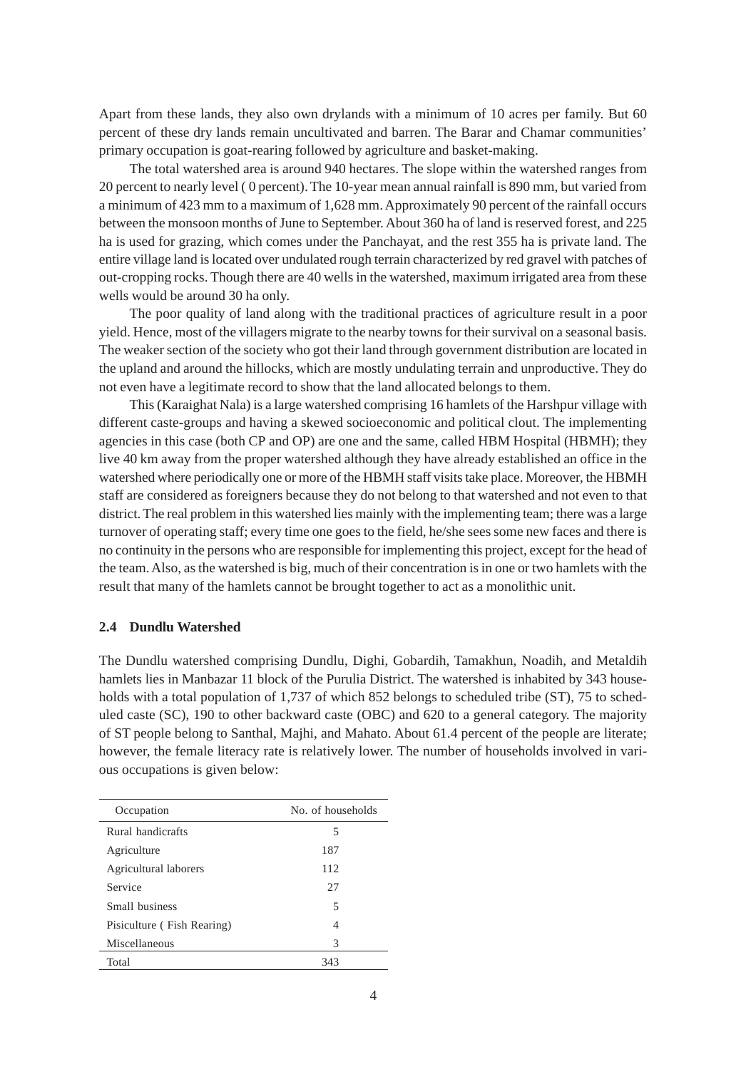Apart from these lands, they also own drylands with a minimum of 10 acres per family. But 60 percent of these dry lands remain uncultivated and barren. The Barar and Chamar communities' primary occupation is goat-rearing followed by agriculture and basket-making.

The total watershed area is around 940 hectares. The slope within the watershed ranges from 20 percent to nearly level ( 0 percent). The 10-year mean annual rainfall is 890 mm, but varied from a minimum of 423 mm to a maximum of 1,628 mm. Approximately 90 percent of the rainfall occurs between the monsoon months of June to September. About 360 ha of land is reserved forest, and 225 ha is used for grazing, which comes under the Panchayat, and the rest 355 ha is private land. The entire village land is located over undulated rough terrain characterized by red gravel with patches of out-cropping rocks. Though there are 40 wells in the watershed, maximum irrigated area from these wells would be around 30 ha only.

The poor quality of land along with the traditional practices of agriculture result in a poor yield. Hence, most of the villagers migrate to the nearby towns for their survival on a seasonal basis. The weaker section of the society who got their land through government distribution are located in the upland and around the hillocks, which are mostly undulating terrain and unproductive. They do not even have a legitimate record to show that the land allocated belongs to them.

This (Karaighat Nala) is a large watershed comprising 16 hamlets of the Harshpur village with different caste-groups and having a skewed socioeconomic and political clout. The implementing agencies in this case (both CP and OP) are one and the same, called HBM Hospital (HBMH); they live 40 km away from the proper watershed although they have already established an office in the watershed where periodically one or more of the HBMH staff visits take place. Moreover, the HBMH staff are considered as foreigners because they do not belong to that watershed and not even to that district. The real problem in this watershed lies mainly with the implementing team; there was a large turnover of operating staff; every time one goes to the field, he/she sees some new faces and there is no continuity in the persons who are responsible for implementing this project, except for the head of the team. Also, as the watershed is big, much of their concentration is in one or two hamlets with the result that many of the hamlets cannot be brought together to act as a monolithic unit.

### 2.4 Dundlu Watershed

The Dundlu watershed comprising Dundlu, Dighi, Gobardih, Tamakhun, Noadih, and Metaldih hamlets lies in Manbazar 11 block of the Purulia District. The watershed is inhabited by 343 households with a total population of 1,737 of which 852 belongs to scheduled tribe (ST), 75 to scheduled caste (SC), 190 to other backward caste (OBC) and 620 to a general category. The majority of ST people belong to Santhal, Majhi, and Mahato. About 61.4 percent of the people are literate; however, the female literacy rate is relatively lower. The number of households involved in various occupations is given below:

| Occupation | No. of households |
|---|---|
| Rural handicrafts | 5 |
| Agriculture | 187 |
| Agricultural laborers | 112 |
| Service | 27 |
| Small business | 5 |
| Pisiculture ( Fish Rearing) | 4 |
| Miscellaneous | 3 |
| Total | 343 |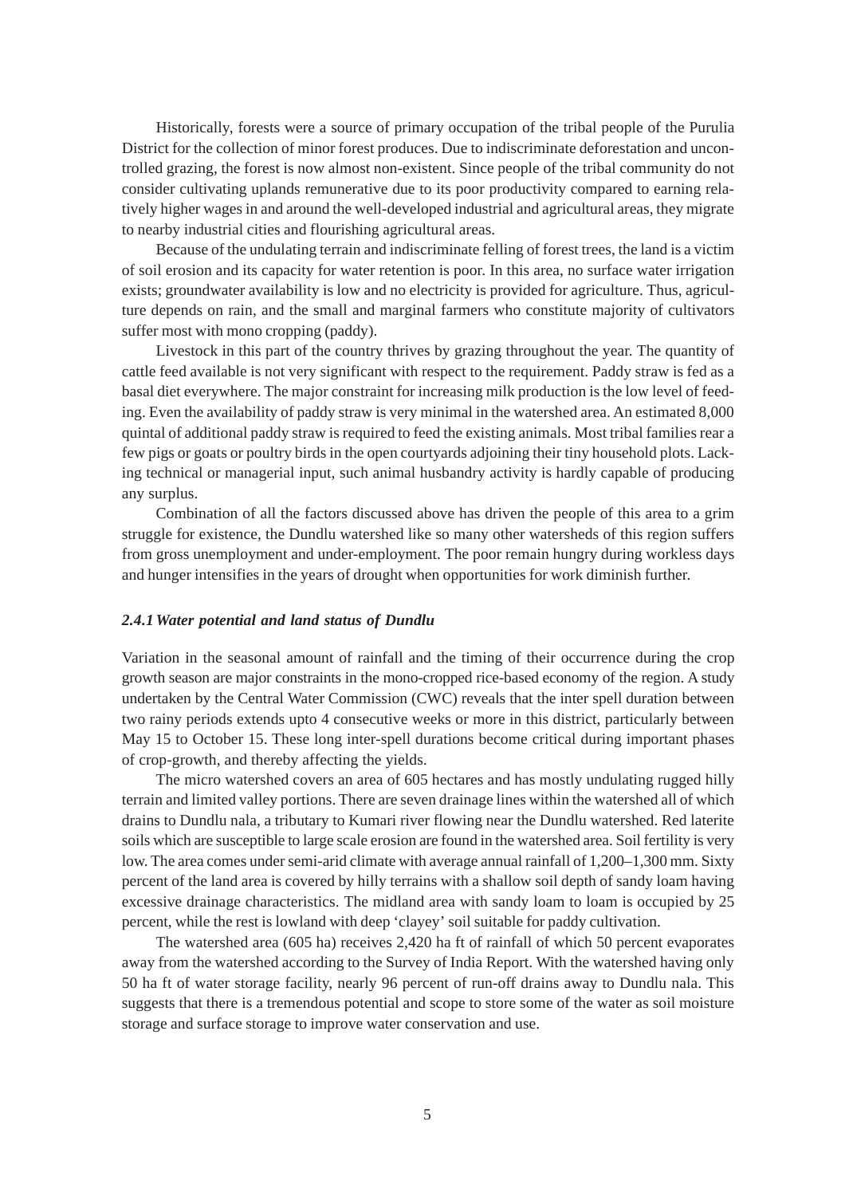Historically, forests were a source of primary occupation of the tribal people of the Purulia District for the collection of minor forest produces. Due to indiscriminate deforestation and uncontrolled grazing, the forest is now almost non-existent. Since people of the tribal community do not consider cultivating uplands remunerative due to its poor productivity compared to earning relatively higher wages in and around the well-developed industrial and agricultural areas, they migrate to nearby industrial cities and flourishing agricultural areas.

Because of the undulating terrain and indiscriminate felling of forest trees, the land is a victim of soil erosion and its capacity for water retention is poor. In this area, no surface water irrigation exists; groundwater availability is low and no electricity is provided for agriculture. Thus, agriculture depends on rain, and the small and marginal farmers who constitute majority of cultivators suffer most with mono cropping (paddy).

Livestock in this part of the country thrives by grazing throughout the year. The quantity of cattle feed available is not very significant with respect to the requirement. Paddy straw is fed as a basal diet everywhere. The major constraint for increasing milk production is the low level of feeding. Even the availability of paddy straw is very minimal in the watershed area. An estimated 8,000 quintal of additional paddy straw is required to feed the existing animals. Most tribal families rear a few pigs or goats or poultry birds in the open courtyards adjoining their tiny household plots. Lacking technical or managerial input, such animal husbandry activity is hardly capable of producing any surplus.

Combination of all the factors discussed above has driven the people of this area to a grim struggle for existence, the Dundlu watershed like so many other watersheds of this region suffers from gross unemployment and under-employment. The poor remain hungry during workless days and hunger intensifies in the years of drought when opportunities for work diminish further.

### *2.4.1 Water potential and land status of Dundlu*

Variation in the seasonal amount of rainfall and the timing of their occurrence during the crop growth season are major constraints in the mono-cropped rice-based economy of the region. A study undertaken by the Central Water Commission (CWC) reveals that the inter spell duration between two rainy periods extends upto 4 consecutive weeks or more in this district, particularly between May 15 to October 15. These long inter-spell durations become critical during important phases of crop-growth, and thereby affecting the yields.

The micro watershed covers an area of 605 hectares and has mostly undulating rugged hilly terrain and limited valley portions. There are seven drainage lines within the watershed all of which drains to Dundlu nala, a tributary to Kumari river flowing near the Dundlu watershed. Red laterite soils which are susceptible to large scale erosion are found in the watershed area. Soil fertility is very low. The area comes under semi-arid climate with average annual rainfall of 1,200–1,300 mm. Sixty percent of the land area is covered by hilly terrains with a shallow soil depth of sandy loam having excessive drainage characteristics. The midland area with sandy loam to loam is occupied by 25 percent, while the rest is lowland with deep 'clayey' soil suitable for paddy cultivation.

The watershed area (605 ha) receives 2,420 ha ft of rainfall of which 50 percent evaporates away from the watershed according to the Survey of India Report. With the watershed having only 50 ha ft of water storage facility, nearly 96 percent of run-off drains away to Dundlu nala. This suggests that there is a tremendous potential and scope to store some of the water as soil moisture storage and surface storage to improve water conservation and use.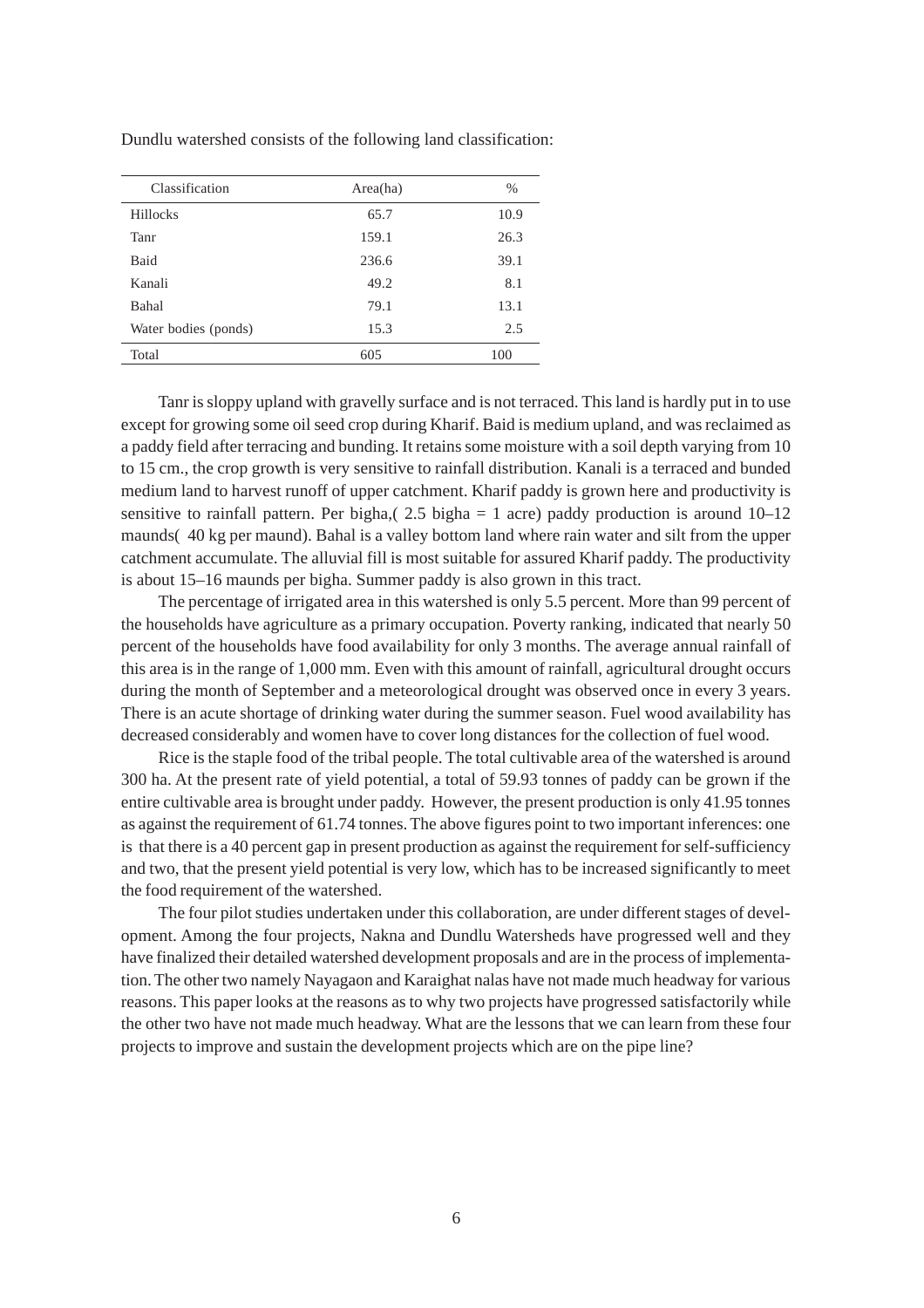Dundlu watershed consists of the following land classification:

| Classification | Area(ha) | % |
|---|---|---|
| Hillocks | 65.7 | 10.9 |
| Tanr | 159.1 | 26.3 |
| Baid | 236.6 | 39.1 |
| Kanali | 49.2 | 8.1 |
| Bahal | 79.1 | 13.1 |
| Water bodies (ponds) | 15.3 | 2.5 |
| Total | 605 | 100 |

Tanr is sloppy upland with gravelly surface and is not terraced. This land is hardly put in to use except for growing some oil seed crop during Kharif. Baid is medium upland, and was reclaimed as a paddy field after terracing and bunding. It retains some moisture with a soil depth varying from 10 to 15 cm., the crop growth is very sensitive to rainfall distribution. Kanali is a terraced and bunded medium land to harvest runoff of upper catchment. Kharif paddy is grown here and productivity is sensitive to rainfall pattern. Per bigha,( 2.5 bigha = 1 acre) paddy production is around 10–12 maunds( 40 kg per maund). Bahal is a valley bottom land where rain water and silt from the upper catchment accumulate. The alluvial fill is most suitable for assured Kharif paddy. The productivity is about 15–16 maunds per bigha. Summer paddy is also grown in this tract.

The percentage of irrigated area in this watershed is only 5.5 percent. More than 99 percent of the households have agriculture as a primary occupation. Poverty ranking, indicated that nearly 50 percent of the households have food availability for only 3 months. The average annual rainfall of this area is in the range of 1,000 mm. Even with this amount of rainfall, agricultural drought occurs during the month of September and a meteorological drought was observed once in every 3 years. There is an acute shortage of drinking water during the summer season. Fuel wood availability has decreased considerably and women have to cover long distances for the collection of fuel wood.

Rice is the staple food of the tribal people. The total cultivable area of the watershed is around 300 ha. At the present rate of yield potential, a total of 59.93 tonnes of paddy can be grown if the entire cultivable area is brought under paddy. However, the present production is only 41.95 tonnes as against the requirement of 61.74 tonnes. The above figures point to two important inferences: one is that there is a 40 percent gap in present production as against the requirement for self-sufficiency and two, that the present yield potential is very low, which has to be increased significantly to meet the food requirement of the watershed.

The four pilot studies undertaken under this collaboration, are under different stages of development. Among the four projects, Nakna and Dundlu Watersheds have progressed well and they have finalized their detailed watershed development proposals and are in the process of implementation. The other two namely Nayagaon and Karaighat nalas have not made much headway for various reasons. This paper looks at the reasons as to why two projects have progressed satisfactorily while the other two have not made much headway. What are the lessons that we can learn from these four projects to improve and sustain the development projects which are on the pipe line?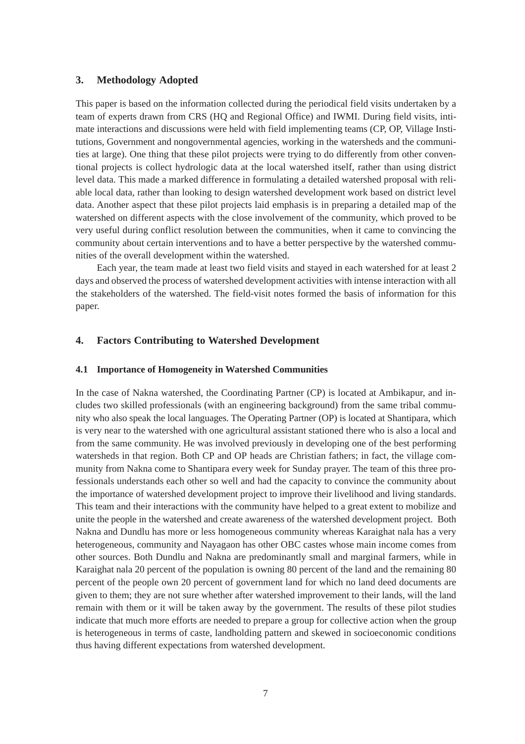## 3. Methodology Adopted

This paper is based on the information collected during the periodical field visits undertaken by a team of experts drawn from CRS (HQ and Regional Office) and IWMI. During field visits, intimate interactions and discussions were held with field implementing teams (CP, OP, Village Institutions, Government and nongovernmental agencies, working in the watersheds and the communities at large). One thing that these pilot projects were trying to do differently from other conventional projects is collect hydrologic data at the local watershed itself, rather than using district level data. This made a marked difference in formulating a detailed watershed proposal with reliable local data, rather than looking to design watershed development work based on district level data. Another aspect that these pilot projects laid emphasis is in preparing a detailed map of the watershed on different aspects with the close involvement of the community, which proved to be very useful during conflict resolution between the communities, when it came to convincing the community about certain interventions and to have a better perspective by the watershed communities of the overall development within the watershed.

Each year, the team made at least two field visits and stayed in each watershed for at least 2 days and observed the process of watershed development activities with intense interaction with all the stakeholders of the watershed. The field-visit notes formed the basis of information for this paper.

## 4. Factors Contributing to Watershed Development

### 4.1 Importance of Homogeneity in Watershed Communities

In the case of Nakna watershed, the Coordinating Partner (CP) is located at Ambikapur, and includes two skilled professionals (with an engineering background) from the same tribal community who also speak the local languages. The Operating Partner (OP) is located at Shantipara, which is very near to the watershed with one agricultural assistant stationed there who is also a local and from the same community. He was involved previously in developing one of the best performing watersheds in that region. Both CP and OP heads are Christian fathers; in fact, the village community from Nakna come to Shantipara every week for Sunday prayer. The team of this three professionals understands each other so well and had the capacity to convince the community about the importance of watershed development project to improve their livelihood and living standards. This team and their interactions with the community have helped to a great extent to mobilize and unite the people in the watershed and create awareness of the watershed development project. Both Nakna and Dundlu has more or less homogeneous community whereas Karaighat nala has a very heterogeneous, community and Nayagaon has other OBC castes whose main income comes from other sources. Both Dundlu and Nakna are predominantly small and marginal farmers, while in Karaighat nala 20 percent of the population is owning 80 percent of the land and the remaining 80 percent of the people own 20 percent of government land for which no land deed documents are given to them; they are not sure whether after watershed improvement to their lands, will the land remain with them or it will be taken away by the government. The results of these pilot studies indicate that much more efforts are needed to prepare a group for collective action when the group is heterogeneous in terms of caste, landholding pattern and skewed in socioeconomic conditions thus having different expectations from watershed development.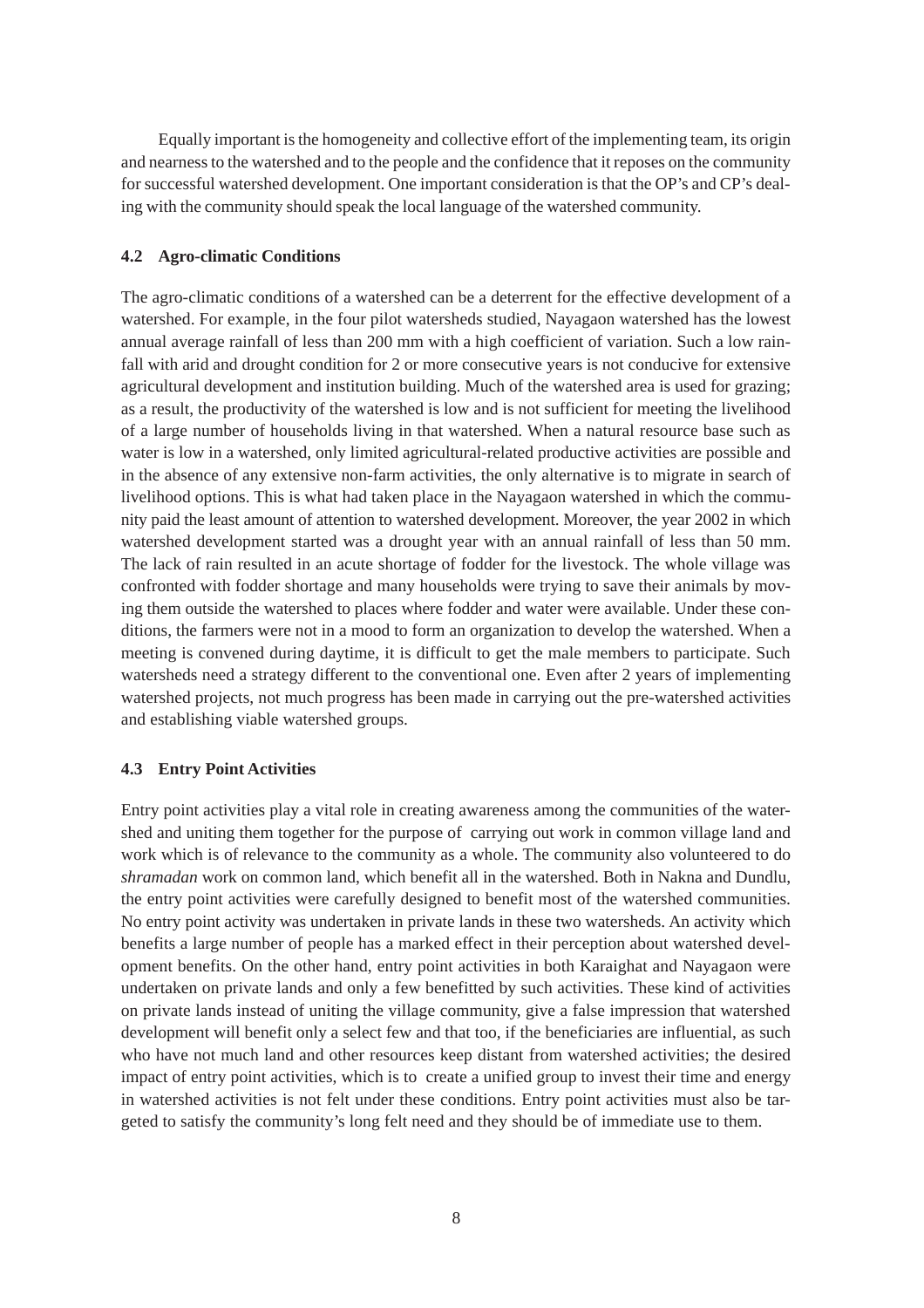Equally important is the homogeneity and collective effort of the implementing team, its origin and nearness to the watershed and to the people and the confidence that it reposes on the community for successful watershed development. One important consideration is that the OP's and CP's dealing with the community should speak the local language of the watershed community.

### 4.2 Agro-climatic Conditions

The agro-climatic conditions of a watershed can be a deterrent for the effective development of a watershed. For example, in the four pilot watersheds studied, Nayagaon watershed has the lowest annual average rainfall of less than 200 mm with a high coefficient of variation. Such a low rainfall with arid and drought condition for 2 or more consecutive years is not conducive for extensive agricultural development and institution building. Much of the watershed area is used for grazing; as a result, the productivity of the watershed is low and is not sufficient for meeting the livelihood of a large number of households living in that watershed. When a natural resource base such as water is low in a watershed, only limited agricultural-related productive activities are possible and in the absence of any extensive non-farm activities, the only alternative is to migrate in search of livelihood options. This is what had taken place in the Nayagaon watershed in which the community paid the least amount of attention to watershed development. Moreover, the year 2002 in which watershed development started was a drought year with an annual rainfall of less than 50 mm. The lack of rain resulted in an acute shortage of fodder for the livestock. The whole village was confronted with fodder shortage and many households were trying to save their animals by moving them outside the watershed to places where fodder and water were available. Under these conditions, the farmers were not in a mood to form an organization to develop the watershed. When a meeting is convened during daytime, it is difficult to get the male members to participate. Such watersheds need a strategy different to the conventional one. Even after 2 years of implementing watershed projects, not much progress has been made in carrying out the pre-watershed activities and establishing viable watershed groups.

### 4.3 Entry Point Activities

Entry point activities play a vital role in creating awareness among the communities of the watershed and uniting them together for the purpose of carrying out work in common village land and work which is of relevance to the community as a whole. The community also volunteered to do *shramadan* work on common land, which benefit all in the watershed. Both in Nakna and Dundlu, the entry point activities were carefully designed to benefit most of the watershed communities. No entry point activity was undertaken in private lands in these two watersheds. An activity which benefits a large number of people has a marked effect in their perception about watershed development benefits. On the other hand, entry point activities in both Karaighat and Nayagaon were undertaken on private lands and only a few benefitted by such activities. These kind of activities on private lands instead of uniting the village community, give a false impression that watershed development will benefit only a select few and that too, if the beneficiaries are influential, as such who have not much land and other resources keep distant from watershed activities; the desired impact of entry point activities, which is to create a unified group to invest their time and energy in watershed activities is not felt under these conditions. Entry point activities must also be targeted to satisfy the community's long felt need and they should be of immediate use to them.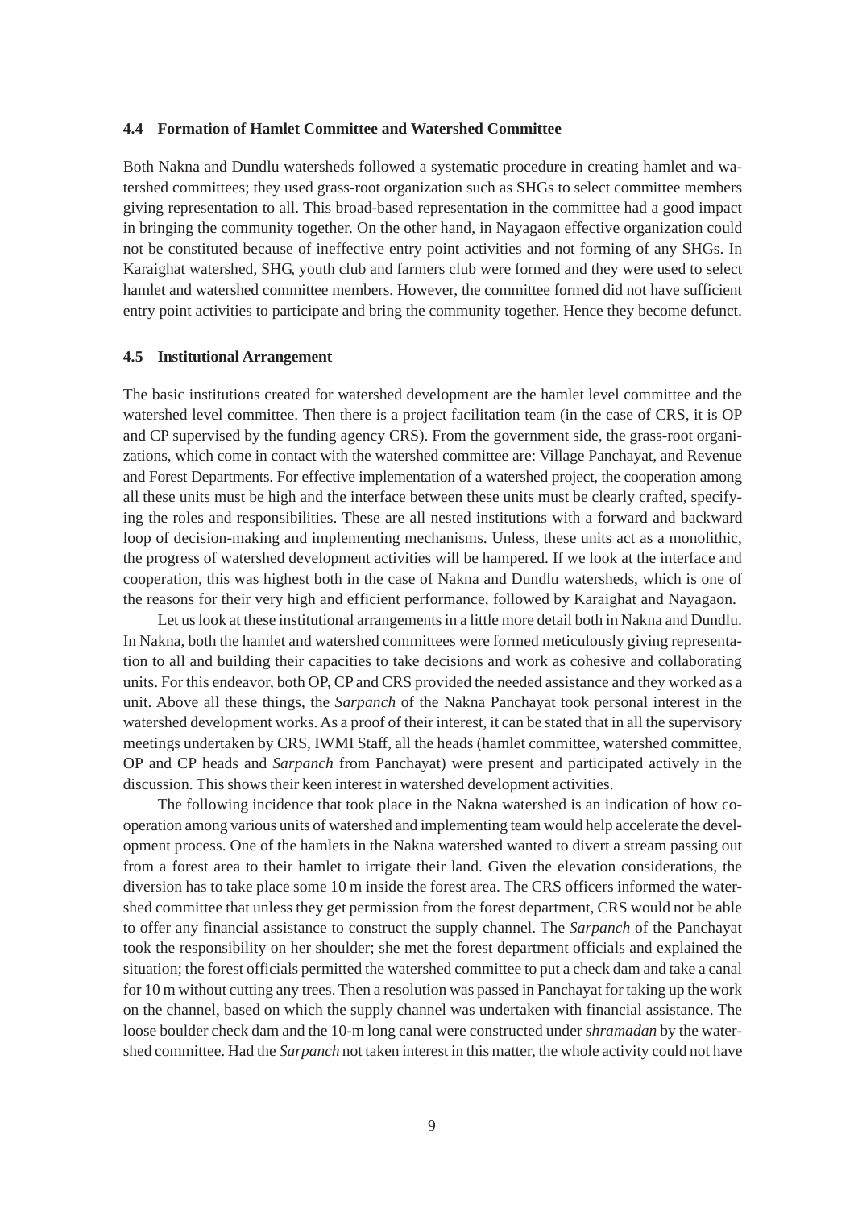### 4.4 Formation of Hamlet Committee and Watershed Committee

Both Nakna and Dundlu watersheds followed a systematic procedure in creating hamlet and watershed committees; they used grass-root organization such as SHGs to select committee members giving representation to all. This broad-based representation in the committee had a good impact in bringing the community together. On the other hand, in Nayagaon effective organization could not be constituted because of ineffective entry point activities and not forming of any SHGs. In Karaighat watershed, SHG, youth club and farmers club were formed and they were used to select hamlet and watershed committee members. However, the committee formed did not have sufficient entry point activities to participate and bring the community together. Hence they become defunct.

### 4.5 Institutional Arrangement

The basic institutions created for watershed development are the hamlet level committee and the watershed level committee. Then there is a project facilitation team (in the case of CRS, it is OP and CP supervised by the funding agency CRS). From the government side, the grass-root organizations, which come in contact with the watershed committee are: Village Panchayat, and Revenue and Forest Departments. For effective implementation of a watershed project, the cooperation among all these units must be high and the interface between these units must be clearly crafted, specifying the roles and responsibilities. These are all nested institutions with a forward and backward loop of decision-making and implementing mechanisms. Unless, these units act as a monolithic, the progress of watershed development activities will be hampered. If we look at the interface and cooperation, this was highest both in the case of Nakna and Dundlu watersheds, which is one of the reasons for their very high and efficient performance, followed by Karaighat and Nayagaon.

Let us look at these institutional arrangements in a little more detail both in Nakna and Dundlu. In Nakna, both the hamlet and watershed committees were formed meticulously giving representation to all and building their capacities to take decisions and work as cohesive and collaborating units. For this endeavor, both OP, CP and CRS provided the needed assistance and they worked as a unit. Above all these things, the *Sarpanch* of the Nakna Panchayat took personal interest in the watershed development works. As a proof of their interest, it can be stated that in all the supervisory meetings undertaken by CRS, IWMI Staff, all the heads (hamlet committee, watershed committee, OP and CP heads and *Sarpanch* from Panchayat) were present and participated actively in the discussion. This shows their keen interest in watershed development activities.

The following incidence that took place in the Nakna watershed is an indication of how cooperation among various units of watershed and implementing team would help accelerate the development process. One of the hamlets in the Nakna watershed wanted to divert a stream passing out from a forest area to their hamlet to irrigate their land. Given the elevation considerations, the diversion has to take place some 10 m inside the forest area. The CRS officers informed the watershed committee that unless they get permission from the forest department, CRS would not be able to offer any financial assistance to construct the supply channel. The *Sarpanch* of the Panchayat took the responsibility on her shoulder; she met the forest department officials and explained the situation; the forest officials permitted the watershed committee to put a check dam and take a canal for 10 m without cutting any trees. Then a resolution was passed in Panchayat for taking up the work on the channel, based on which the supply channel was undertaken with financial assistance. The loose boulder check dam and the 10-m long canal were constructed under *shramadan* by the watershed committee. Had the *Sarpanch* not taken interest in this matter, the whole activity could not have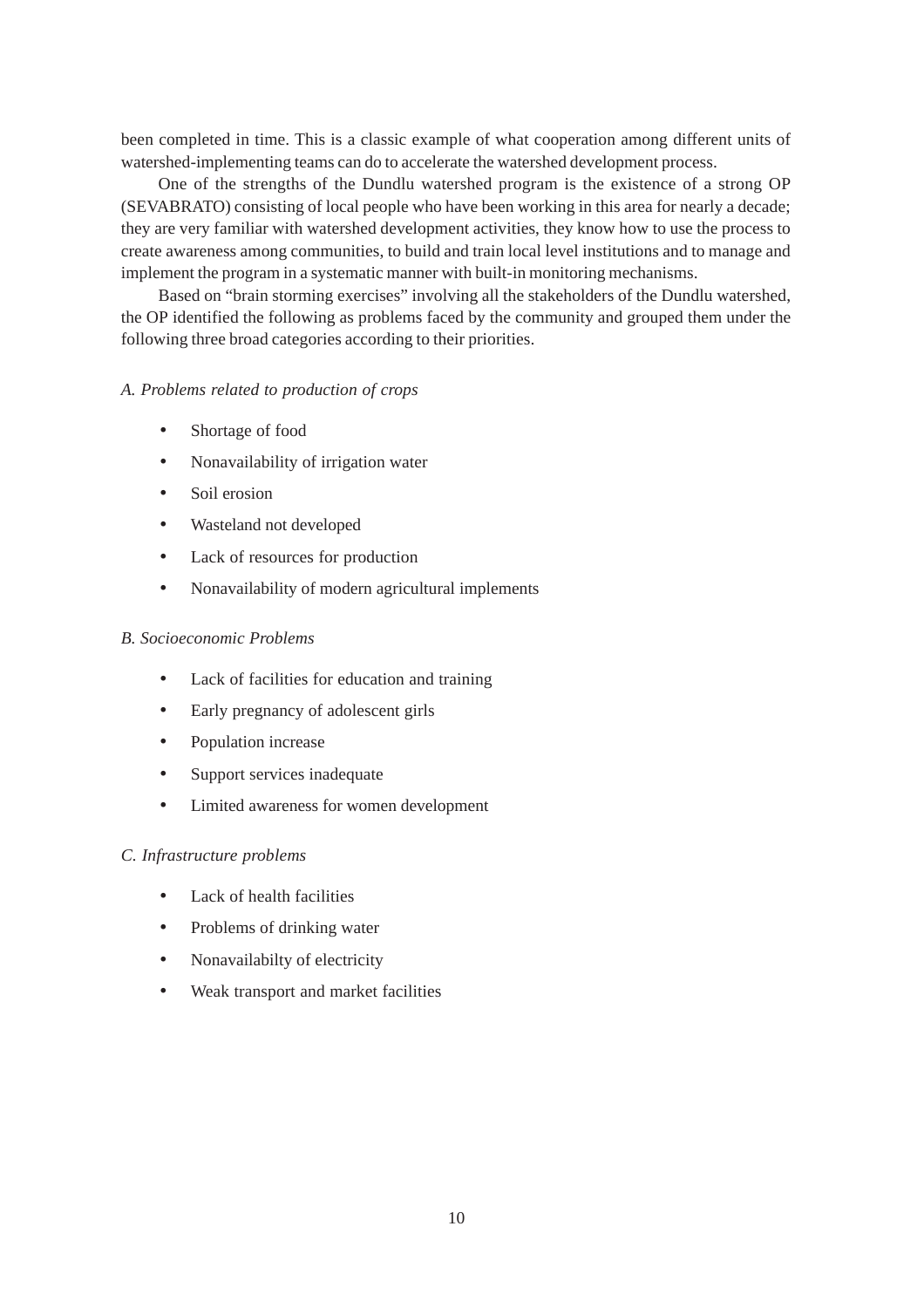been completed in time. This is a classic example of what cooperation among different units of watershed-implementing teams can do to accelerate the watershed development process.

One of the strengths of the Dundlu watershed program is the existence of a strong OP (SEVABRATO) consisting of local people who have been working in this area for nearly a decade; they are very familiar with watershed development activities, they know how to use the process to create awareness among communities, to build and train local level institutions and to manage and implement the program in a systematic manner with built-in monitoring mechanisms.

Based on "brain storming exercises" involving all the stakeholders of the Dundlu watershed, the OP identified the following as problems faced by the community and grouped them under the following three broad categories according to their priorities.

*A. Problems related to production of crops*

- Shortage of food
- Nonavailability of irrigation water
- Soil erosion
- Wasteland not developed
- Lack of resources for production
- Nonavailability of modern agricultural implements

*B. Socioeconomic Problems*

- Lack of facilities for education and training
- Early pregnancy of adolescent girls
- Population increase
- Support services inadequate
- Limited awareness for women development

*C. Infrastructure problems*

- Lack of health facilities
- Problems of drinking water
- Nonavailabilty of electricity
- Weak transport and market facilities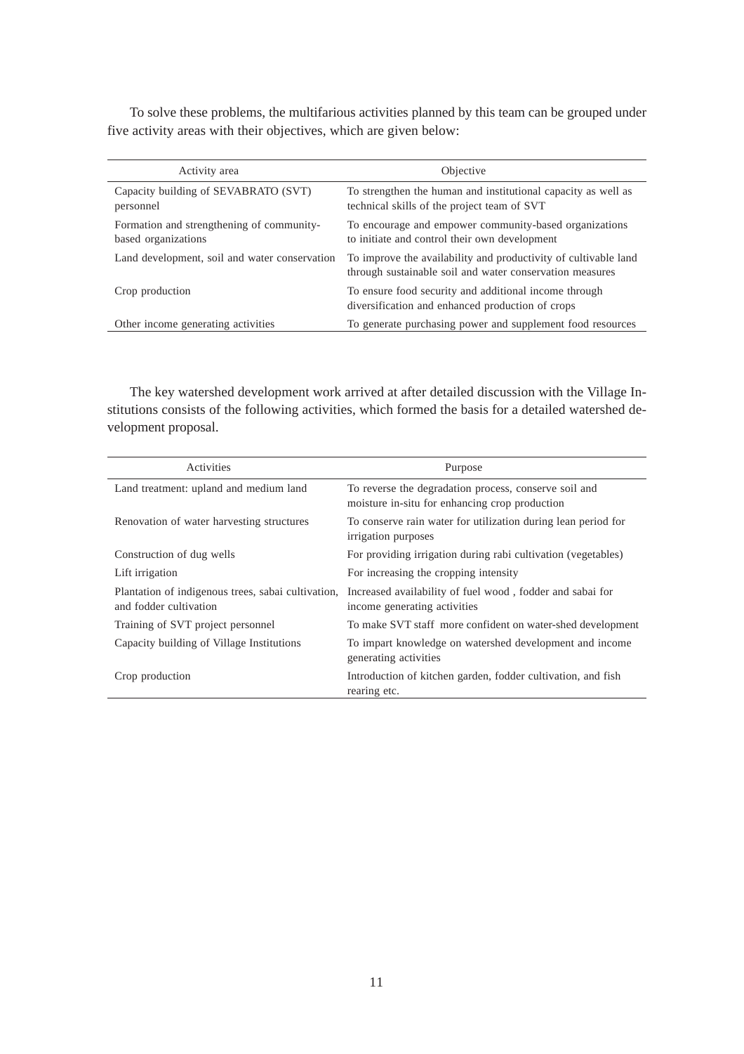To solve these problems, the multifarious activities planned by this team can be grouped under five activity areas with their objectives, which are given below:

| Activity area | Objective |
|---|---|
| Capacity building of SEVABRATO (SVT) personnel | To strengthen the human and institutional capacity as well as technical skills of the project team of SVT |
| Formation and strengthening of community-based organizations | To encourage and empower community-based organizations to initiate and control their own development |
| Land development, soil and water conservation | To improve the availability and productivity of cultivable land through sustainable soil and water conservation measures |
| Crop production | To ensure food security and additional income through diversification and enhanced production of crops |
| Other income generating activities | To generate purchasing power and supplement food resources |

The key watershed development work arrived at after detailed discussion with the Village Institutions consists of the following activities, which formed the basis for a detailed watershed development proposal.

| Activities | Purpose |
|---|---|
| Land treatment: upland and medium land | To reverse the degradation process, conserve soil and moisture in-situ for enhancing crop production |
| Renovation of water harvesting structures | To conserve rain water for utilization during lean period for irrigation purposes |
| Construction of dug wells | For providing irrigation during rabi cultivation (vegetables) |
| Lift irrigation | For increasing the cropping intensity |
| Plantation of indigenous trees, sabai cultivation, and fodder cultivation | Increased availability of fuel wood , fodder and sabai for income generating activities |
| Training of SVT project personnel | To make SVT staff more confident on water-shed development |
| Capacity building of Village Institutions | To impart knowledge on watershed development and income generating activities |
| Crop production | Introduction of kitchen garden, fodder cultivation, and fish rearing etc. |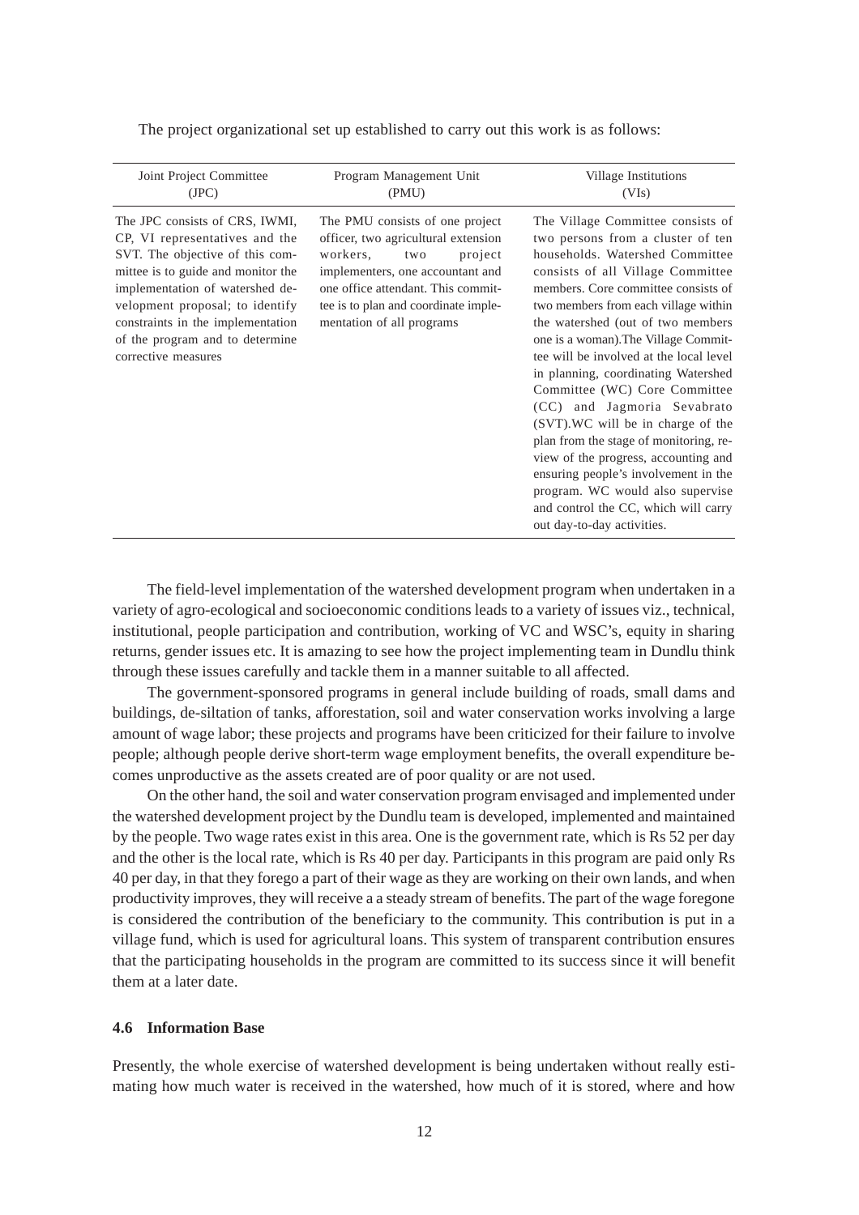The project organizational set up established to carry out this work is as follows:

| Joint Project Committee (JPC) | Program Management Unit (PMU) | Village Institutions (VIs) |
|---|---|---|
| The JPC consists of CRS, IWMI, CP, VI representatives and the SVT. The objective of this committee is to guide and monitor the implementation of watershed development proposal; to identify constraints in the implementation of the program and to determine corrective measures | The PMU consists of one project officer, two agricultural extension workers, two project implementers, one accountant and one office attendant. This committee is to plan and coordinate implementation of all programs | The Village Committee consists of two persons from a cluster of ten households. Watershed Committee consists of all Village Committee members. Core committee consists of two members from each village within the watershed (out of two members one is a woman).The Village Committee will be involved at the local level in planning, coordinating Watershed Committee (WC) Core Committee (CC) and Jagmoria Sevabrato (SVT).WC will be in charge of the plan from the stage of monitoring, review of the progress, accounting and ensuring people's involvement in the program. WC would also supervise and control the CC, which will carry out day-to-day activities. |

The field-level implementation of the watershed development program when undertaken in a variety of agro-ecological and socioeconomic conditions leads to a variety of issues viz., technical, institutional, people participation and contribution, working of VC and WSC's, equity in sharing returns, gender issues etc. It is amazing to see how the project implementing team in Dundlu think through these issues carefully and tackle them in a manner suitable to all affected.

The government-sponsored programs in general include building of roads, small dams and buildings, de-siltation of tanks, afforestation, soil and water conservation works involving a large amount of wage labor; these projects and programs have been criticized for their failure to involve people; although people derive short-term wage employment benefits, the overall expenditure becomes unproductive as the assets created are of poor quality or are not used.

On the other hand, the soil and water conservation program envisaged and implemented under the watershed development project by the Dundlu team is developed, implemented and maintained by the people. Two wage rates exist in this area. One is the government rate, which is Rs 52 per day and the other is the local rate, which is Rs 40 per day. Participants in this program are paid only Rs 40 per day, in that they forego a part of their wage as they are working on their own lands, and when productivity improves, they will receive a a steady stream of benefits. The part of the wage foregone is considered the contribution of the beneficiary to the community. This contribution is put in a village fund, which is used for agricultural loans. This system of transparent contribution ensures that the participating households in the program are committed to its success since it will benefit them at a later date.

#### 4.6 Information Base

Presently, the whole exercise of watershed development is being undertaken without really estimating how much water is received in the watershed, how much of it is stored, where and how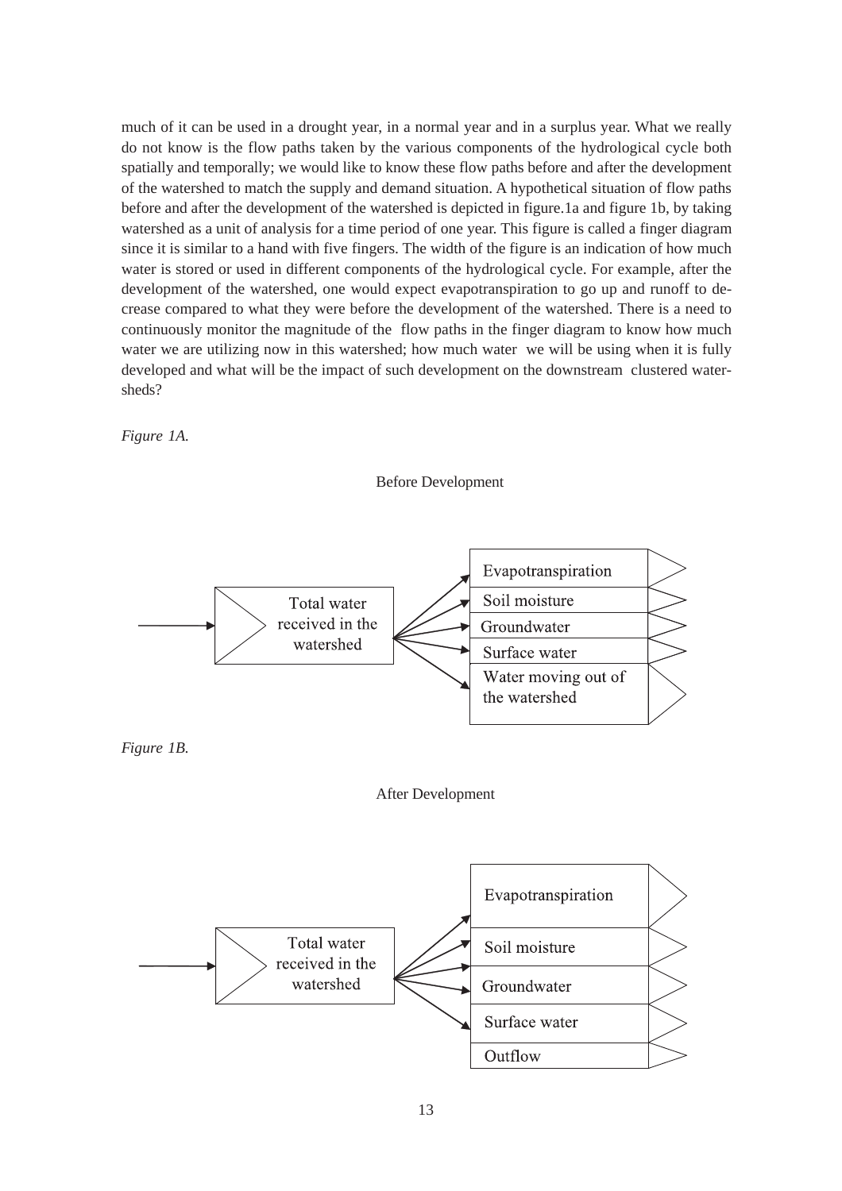much of it can be used in a drought year, in a normal year and in a surplus year. What we really do not know is the flow paths taken by the various components of the hydrological cycle both spatially and temporally; we would like to know these flow paths before and after the development of the watershed to match the supply and demand situation. A hypothetical situation of flow paths before and after the development of the watershed is depicted in figure.1a and figure 1b, by taking watershed as a unit of analysis for a time period of one year. This figure is called a finger diagram since it is similar to a hand with five fingers. The width of the figure is an indication of how much water is stored or used in different components of the hydrological cycle. For example, after the development of the watershed, one would expect evapotranspiration to go up and runoff to decrease compared to what they were before the development of the watershed. There is a need to continuously monitor the magnitude of the flow paths in the finger diagram to know how much water we are utilizing now in this watershed; how much water we will be using when it is fully developed and what will be the impact of such development on the downstream clustered watersheds?

*Figure 1A.*

Before Development

Total water received in the watershed

Evapotranspiration

Soil moisture

Groundwater

Surface water

Water moving out of the watershed

*Figure 1B.*

After Development

Total water received in the watershed

Evapotranspiration

Soil moisture

Groundwater

Surface water

Outflow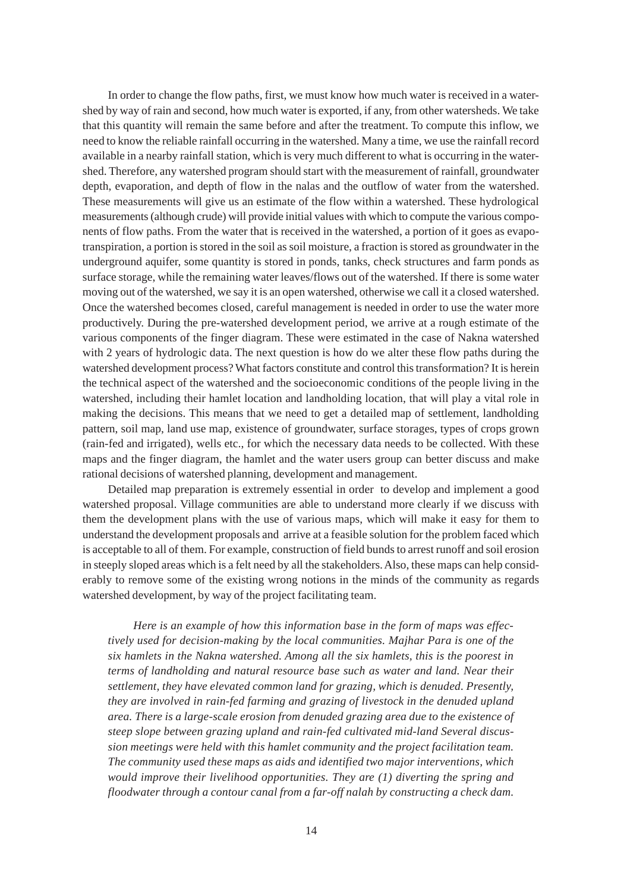In order to change the flow paths, first, we must know how much water is received in a watershed by way of rain and second, how much water is exported, if any, from other watersheds. We take that this quantity will remain the same before and after the treatment. To compute this inflow, we need to know the reliable rainfall occurring in the watershed. Many a time, we use the rainfall record available in a nearby rainfall station, which is very much different to what is occurring in the watershed. Therefore, any watershed program should start with the measurement of rainfall, groundwater depth, evaporation, and depth of flow in the nalas and the outflow of water from the watershed. These measurements will give us an estimate of the flow within a watershed. These hydrological measurements (although crude) will provide initial values with which to compute the various components of flow paths. From the water that is received in the watershed, a portion of it goes as evapotranspiration, a portion is stored in the soil as soil moisture, a fraction is stored as groundwater in the underground aquifer, some quantity is stored in ponds, tanks, check structures and farm ponds as surface storage, while the remaining water leaves/flows out of the watershed. If there is some water moving out of the watershed, we say it is an open watershed, otherwise we call it a closed watershed. Once the watershed becomes closed, careful management is needed in order to use the water more productively. During the pre-watershed development period, we arrive at a rough estimate of the various components of the finger diagram. These were estimated in the case of Nakna watershed with 2 years of hydrologic data. The next question is how do we alter these flow paths during the watershed development process? What factors constitute and control this transformation? It is herein the technical aspect of the watershed and the socioeconomic conditions of the people living in the watershed, including their hamlet location and landholding location, that will play a vital role in making the decisions. This means that we need to get a detailed map of settlement, landholding pattern, soil map, land use map, existence of groundwater, surface storages, types of crops grown (rain-fed and irrigated), wells etc., for which the necessary data needs to be collected. With these maps and the finger diagram, the hamlet and the water users group can better discuss and make rational decisions of watershed planning, development and management.

Detailed map preparation is extremely essential in order to develop and implement a good watershed proposal. Village communities are able to understand more clearly if we discuss with them the development plans with the use of various maps, which will make it easy for them to understand the development proposals and arrive at a feasible solution for the problem faced which is acceptable to all of them. For example, construction of field bunds to arrest runoff and soil erosion in steeply sloped areas which is a felt need by all the stakeholders. Also, these maps can help considerably to remove some of the existing wrong notions in the minds of the community as regards watershed development, by way of the project facilitating team.

*Here is an example of how this information base in the form of maps was effectively used for decision-making by the local communities. Majhar Para is one of the six hamlets in the Nakna watershed. Among all the six hamlets, this is the poorest in terms of landholding and natural resource base such as water and land. Near their settlement, they have elevated common land for grazing, which is denuded. Presently, they are involved in rain-fed farming and grazing of livestock in the denuded upland area. There is a large-scale erosion from denuded grazing area due to the existence of steep slope between grazing upland and rain-fed cultivated mid-land Several discussion meetings were held with this hamlet community and the project facilitation team. The community used these maps as aids and identified two major interventions, which would improve their livelihood opportunities. They are (1) diverting the spring and floodwater through a contour canal from a far-off nalah by constructing a check dam.*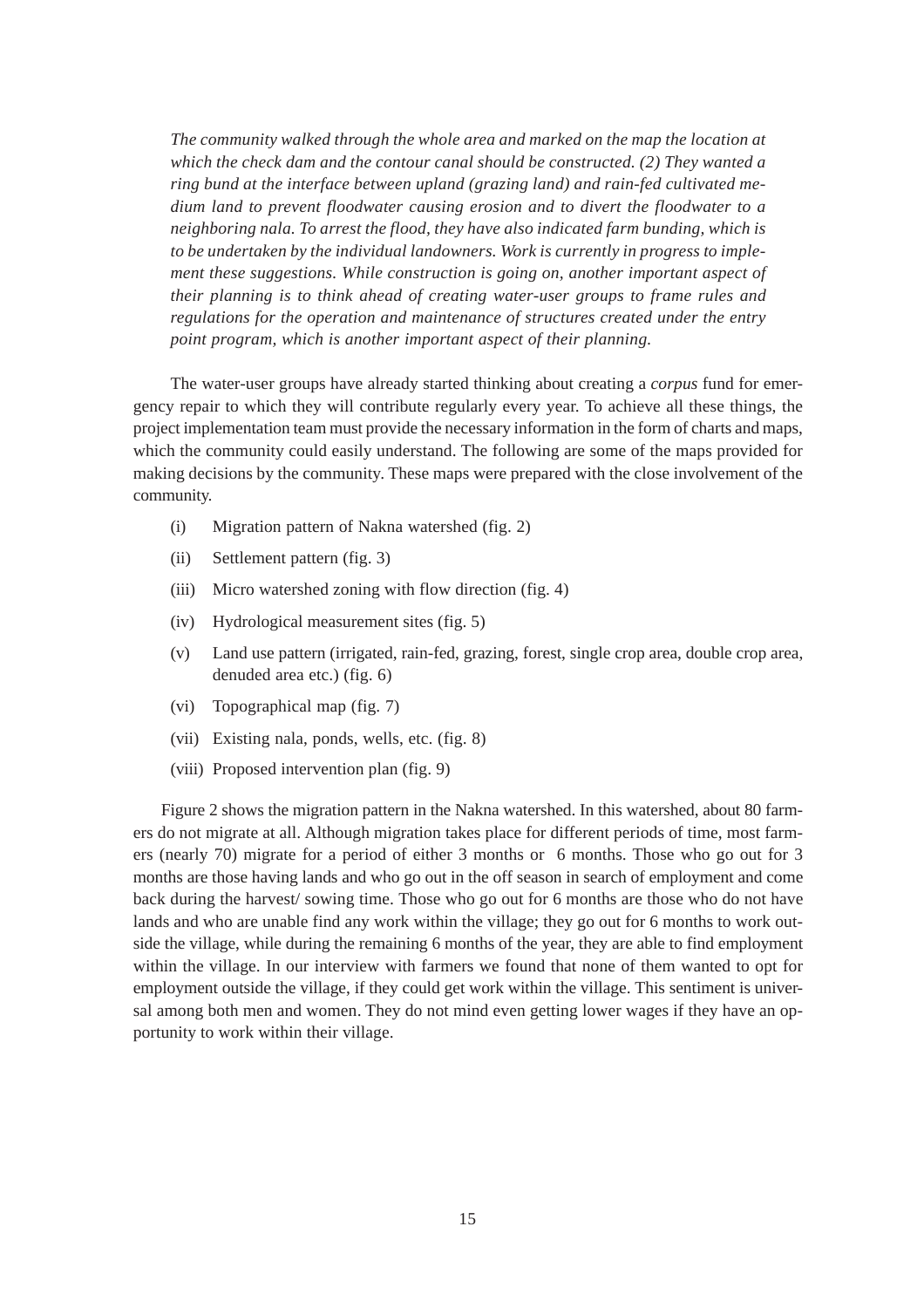*The community walked through the whole area and marked on the map the location at which the check dam and the contour canal should be constructed. (2) They wanted a ring bund at the interface between upland (grazing land) and rain-fed cultivated medium land to prevent floodwater causing erosion and to divert the floodwater to a neighboring nala. To arrest the flood, they have also indicated farm bunding, which is to be undertaken by the individual landowners. Work is currently in progress to implement these suggestions. While construction is going on, another important aspect of their planning is to think ahead of creating water-user groups to frame rules and regulations for the operation and maintenance of structures created under the entry point program, which is another important aspect of their planning.*

The water-user groups have already started thinking about creating a *corpus* fund for emergency repair to which they will contribute regularly every year. To achieve all these things, the project implementation team must provide the necessary information in the form of charts and maps, which the community could easily understand. The following are some of the maps provided for making decisions by the community. These maps were prepared with the close involvement of the community.

(i) Migration pattern of Nakna watershed (fig. 2)

(ii) Settlement pattern (fig. 3)

(iii) Micro watershed zoning with flow direction (fig. 4)

(iv) Hydrological measurement sites (fig. 5)

(v) Land use pattern (irrigated, rain-fed, grazing, forest, single crop area, double crop area, denuded area etc.) (fig. 6)

(vi) Topographical map (fig. 7)

(vii) Existing nala, ponds, wells, etc. (fig. 8)

(viii) Proposed intervention plan (fig. 9)

Figure 2 shows the migration pattern in the Nakna watershed. In this watershed, about 80 farmers do not migrate at all. Although migration takes place for different periods of time, most farmers (nearly 70) migrate for a period of either 3 months or 6 months. Those who go out for 3 months are those having lands and who go out in the off season in search of employment and come back during the harvest/ sowing time. Those who go out for 6 months are those who do not have lands and who are unable find any work within the village; they go out for 6 months to work outside the village, while during the remaining 6 months of the year, they are able to find employment within the village. In our interview with farmers we found that none of them wanted to opt for employment outside the village, if they could get work within the village. This sentiment is universal among both men and women. They do not mind even getting lower wages if they have an opportunity to work within their village.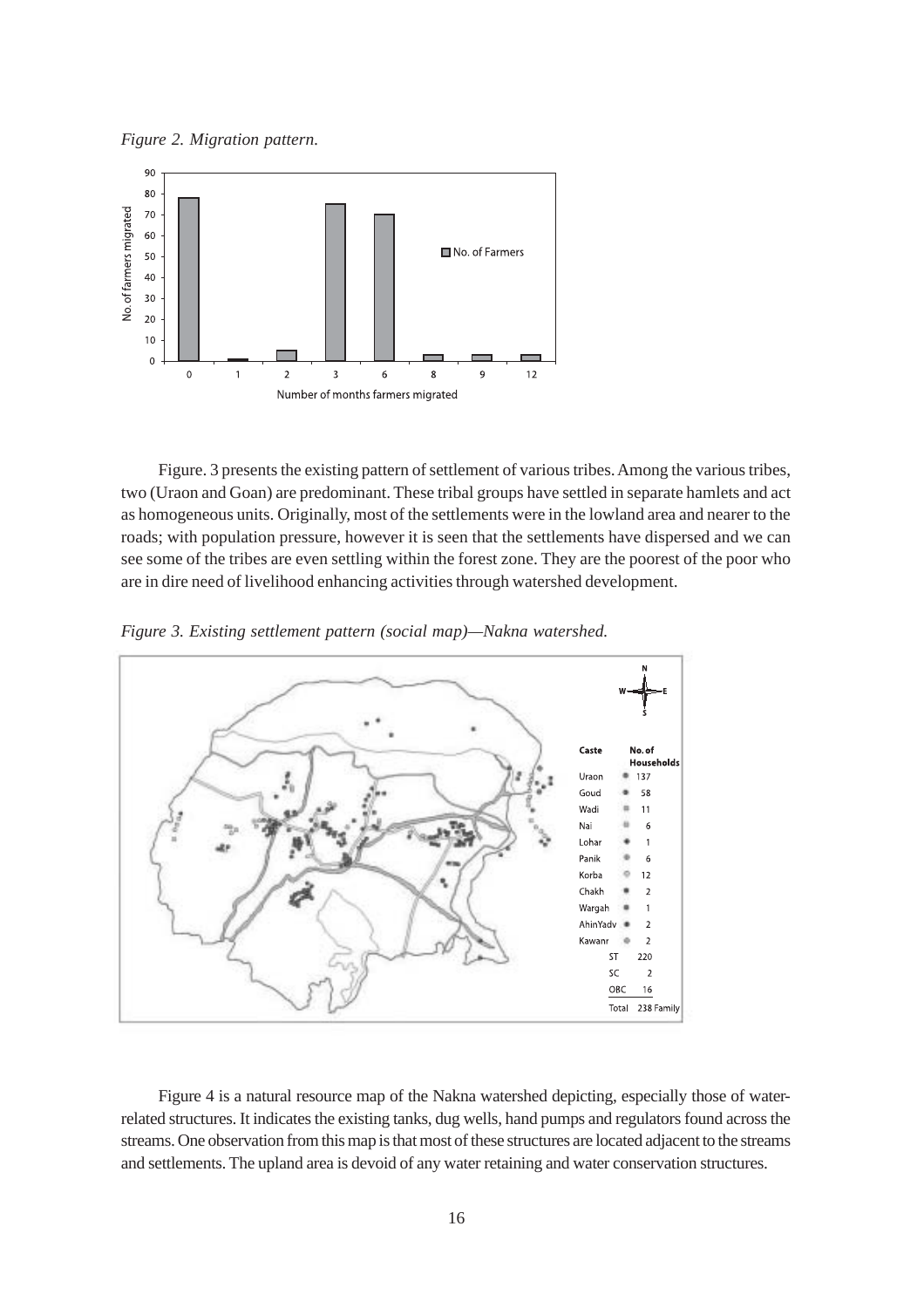*Figure 2. Migration pattern.*

Figure. 3 presents the existing pattern of settlement of various tribes. Among the various tribes, two (Uraon and Goan) are predominant. These tribal groups have settled in separate hamlets and act as homogeneous units. Originally, most of the settlements were in the lowland area and nearer to the roads; with population pressure, however it is seen that the settlements have dispersed and we can see some of the tribes are even settling within the forest zone. They are the poorest of the poor who are in dire need of livelihood enhancing activities through watershed development.

*Figure 3. Existing settlement pattern (social map)—Nakna watershed.*

Figure 4 is a natural resource map of the Nakna watershed depicting, especially those of water-related structures. It indicates the existing tanks, dug wells, hand pumps and regulators found across the streams. One observation from this map is that most of these structures are located adjacent to the streams and settlements. The upland area is devoid of any water retaining and water conservation structures.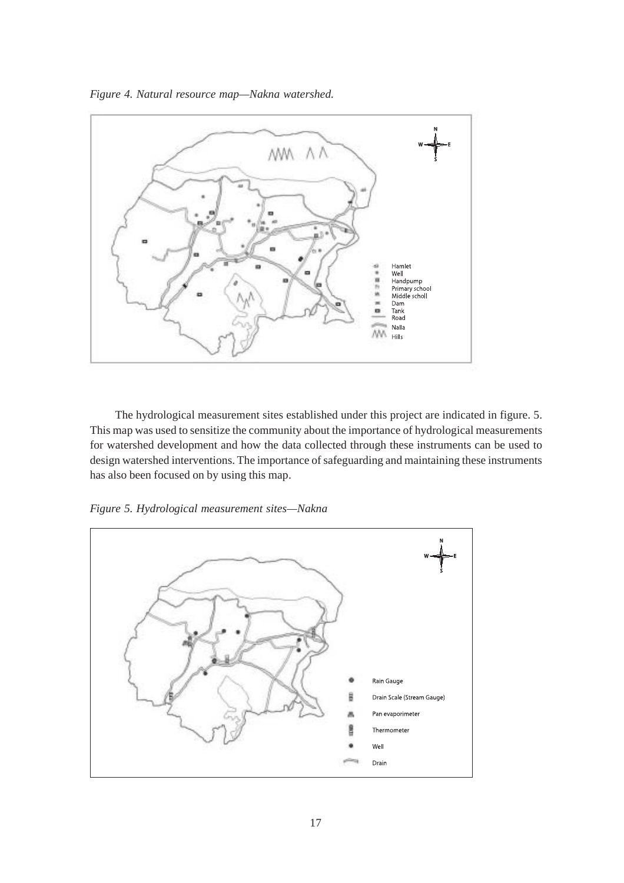*Figure 4. Natural resource map—Nakna watershed.*

The hydrological measurement sites established under this project are indicated in figure. 5. This map was used to sensitize the community about the importance of hydrological measurements for watershed development and how the data collected through these instruments can be used to design watershed interventions. The importance of safeguarding and maintaining these instruments has also been focused on by using this map.

*Figure 5. Hydrological measurement sites—Nakna*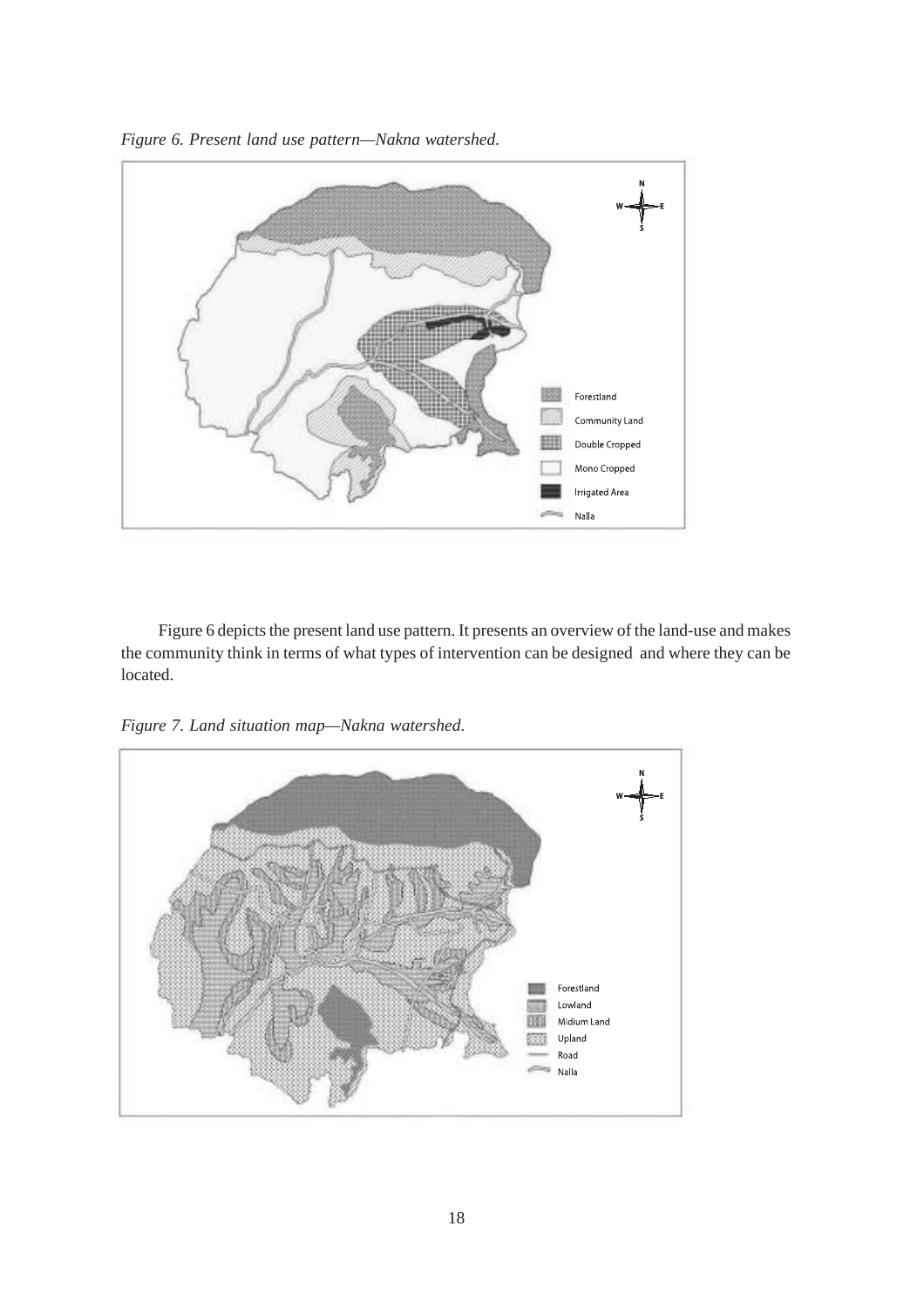*Figure 6. Present land use pattern—Nakna watershed.*

Figure 6 depicts the present land use pattern. It presents an overview of the land-use and makes the community think in terms of what types of intervention can be designed and where they can be located.

*Figure 7. Land situation map—Nakna watershed.*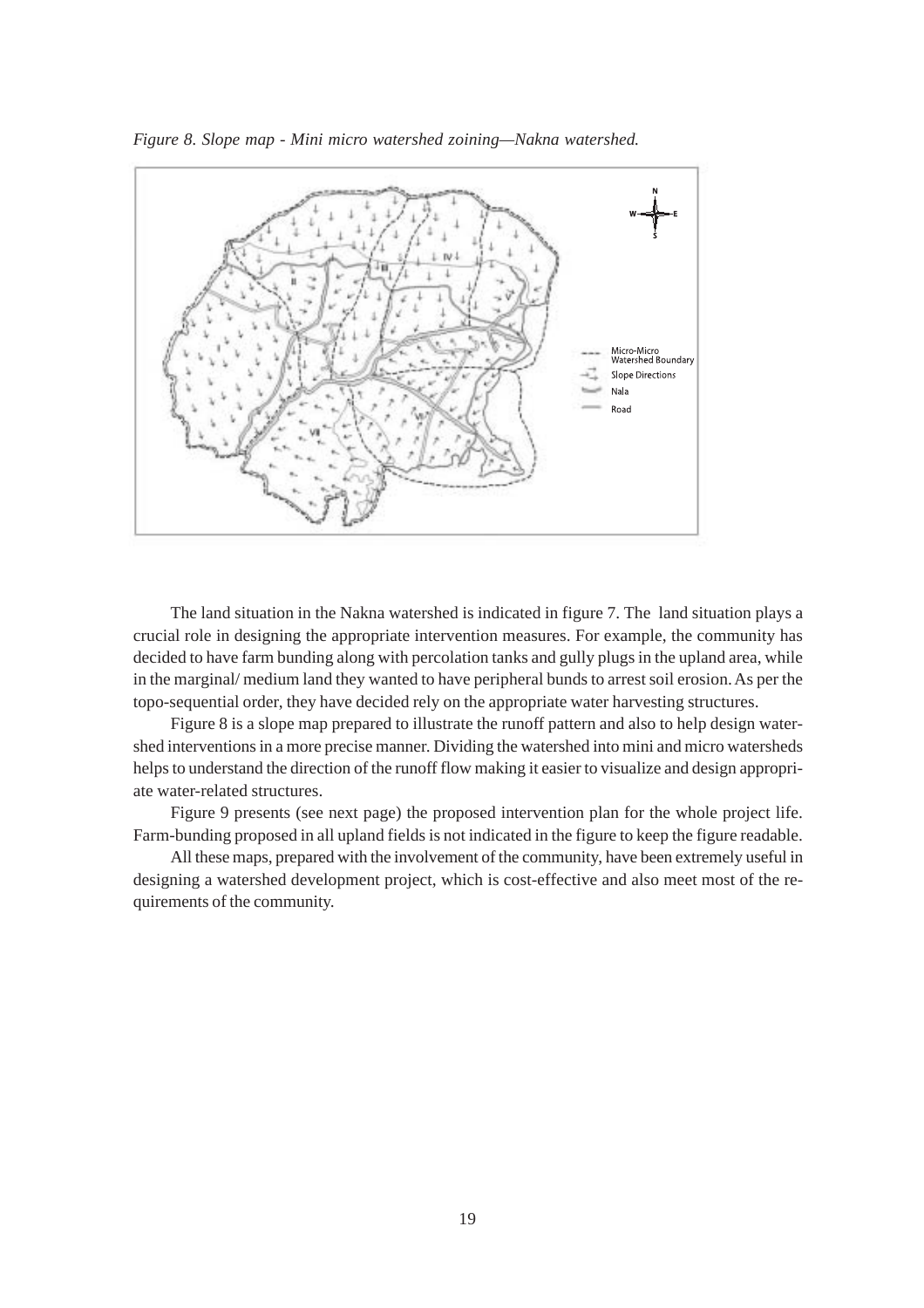*Figure 8. Slope map - Mini micro watershed zoining—Nakna watershed.*

The land situation in the Nakna watershed is indicated in figure 7. The land situation plays a crucial role in designing the appropriate intervention measures. For example, the community has decided to have farm bunding along with percolation tanks and gully plugs in the upland area, while in the marginal/ medium land they wanted to have peripheral bunds to arrest soil erosion. As per the topo-sequential order, they have decided rely on the appropriate water harvesting structures.

Figure 8 is a slope map prepared to illustrate the runoff pattern and also to help design watershed interventions in a more precise manner. Dividing the watershed into mini and micro watersheds helps to understand the direction of the runoff flow making it easier to visualize and design appropriate water-related structures.

Figure 9 presents (see next page) the proposed intervention plan for the whole project life. Farm-bunding proposed in all upland fields is not indicated in the figure to keep the figure readable.

All these maps, prepared with the involvement of the community, have been extremely useful in designing a watershed development project, which is cost-effective and also meet most of the requirements of the community.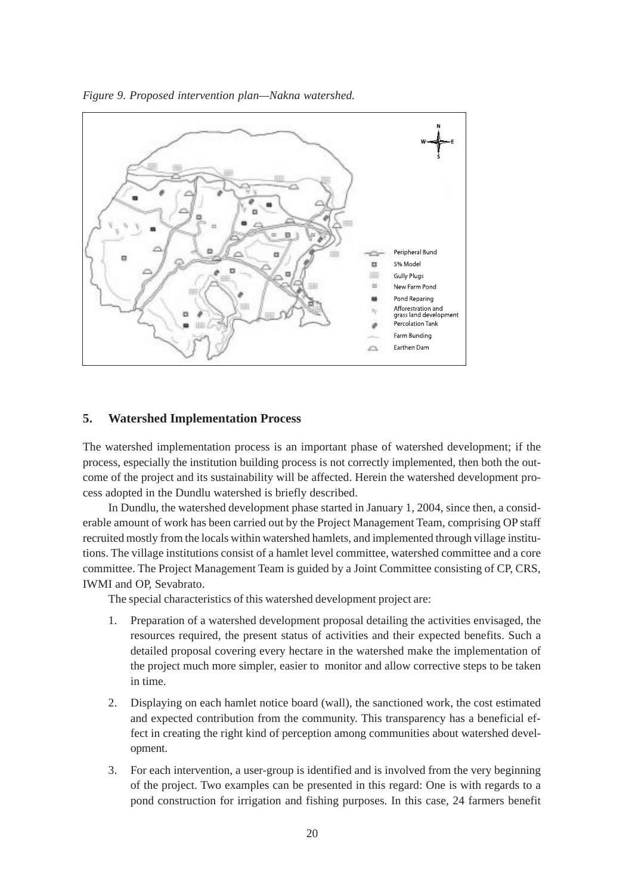*Figure 9. Proposed intervention plan—Nakna watershed.*

## 5. Watershed Implementation Process

The watershed implementation process is an important phase of watershed development; if the process, especially the institution building process is not correctly implemented, then both the outcome of the project and its sustainability will be affected. Herein the watershed development process adopted in the Dundlu watershed is briefly described.

In Dundlu, the watershed development phase started in January 1, 2004, since then, a considerable amount of work has been carried out by the Project Management Team, comprising OP staff recruited mostly from the locals within watershed hamlets, and implemented through village institutions. The village institutions consist of a hamlet level committee, watershed committee and a core committee. The Project Management Team is guided by a Joint Committee consisting of CP, CRS, IWMI and OP, Sevabrato.

The special characteristics of this watershed development project are:

1. Preparation of a watershed development proposal detailing the activities envisaged, the resources required, the present status of activities and their expected benefits. Such a detailed proposal covering every hectare in the watershed make the implementation of the project much more simpler, easier to monitor and allow corrective steps to be taken in time.

2. Displaying on each hamlet notice board (wall), the sanctioned work, the cost estimated and expected contribution from the community. This transparency has a beneficial effect in creating the right kind of perception among communities about watershed development.

3. For each intervention, a user-group is identified and is involved from the very beginning of the project. Two examples can be presented in this regard: One is with regards to a pond construction for irrigation and fishing purposes. In this case, 24 farmers benefit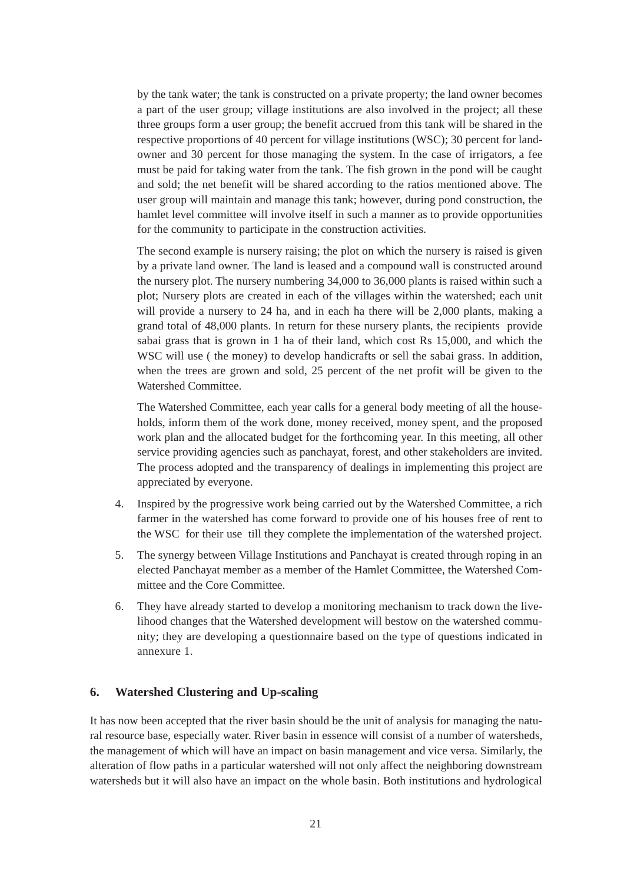by the tank water; the tank is constructed on a private property; the land owner becomes a part of the user group; village institutions are also involved in the project; all these three groups form a user group; the benefit accrued from this tank will be shared in the respective proportions of 40 percent for village institutions (WSC); 30 percent for land-owner and 30 percent for those managing the system. In the case of irrigators, a fee must be paid for taking water from the tank. The fish grown in the pond will be caught and sold; the net benefit will be shared according to the ratios mentioned above. The user group will maintain and manage this tank; however, during pond construction, the hamlet level committee will involve itself in such a manner as to provide opportunities for the community to participate in the construction activities.

The second example is nursery raising; the plot on which the nursery is raised is given by a private land owner. The land is leased and a compound wall is constructed around the nursery plot. The nursery numbering 34,000 to 36,000 plants is raised within such a plot; Nursery plots are created in each of the villages within the watershed; each unit will provide a nursery to 24 ha, and in each ha there will be 2,000 plants, making a grand total of 48,000 plants. In return for these nursery plants, the recipients provide sabai grass that is grown in 1 ha of their land, which cost Rs 15,000, and which the WSC will use ( the money) to develop handicrafts or sell the sabai grass. In addition, when the trees are grown and sold, 25 percent of the net profit will be given to the Watershed Committee.

The Watershed Committee, each year calls for a general body meeting of all the households, inform them of the work done, money received, money spent, and the proposed work plan and the allocated budget for the forthcoming year. In this meeting, all other service providing agencies such as panchayat, forest, and other stakeholders are invited. The process adopted and the transparency of dealings in implementing this project are appreciated by everyone.

4. Inspired by the progressive work being carried out by the Watershed Committee, a rich farmer in the watershed has come forward to provide one of his houses free of rent to the WSC for their use till they complete the implementation of the watershed project.

5. The synergy between Village Institutions and Panchayat is created through roping in an elected Panchayat member as a member of the Hamlet Committee, the Watershed Committee and the Core Committee.

6. They have already started to develop a monitoring mechanism to track down the livelihood changes that the Watershed development will bestow on the watershed community; they are developing a questionnaire based on the type of questions indicated in annexure 1.

## 6. Watershed Clustering and Up-scaling

It has now been accepted that the river basin should be the unit of analysis for managing the natural resource base, especially water. River basin in essence will consist of a number of watersheds, the management of which will have an impact on basin management and vice versa. Similarly, the alteration of flow paths in a particular watershed will not only affect the neighboring downstream watersheds but it will also have an impact on the whole basin. Both institutions and hydrological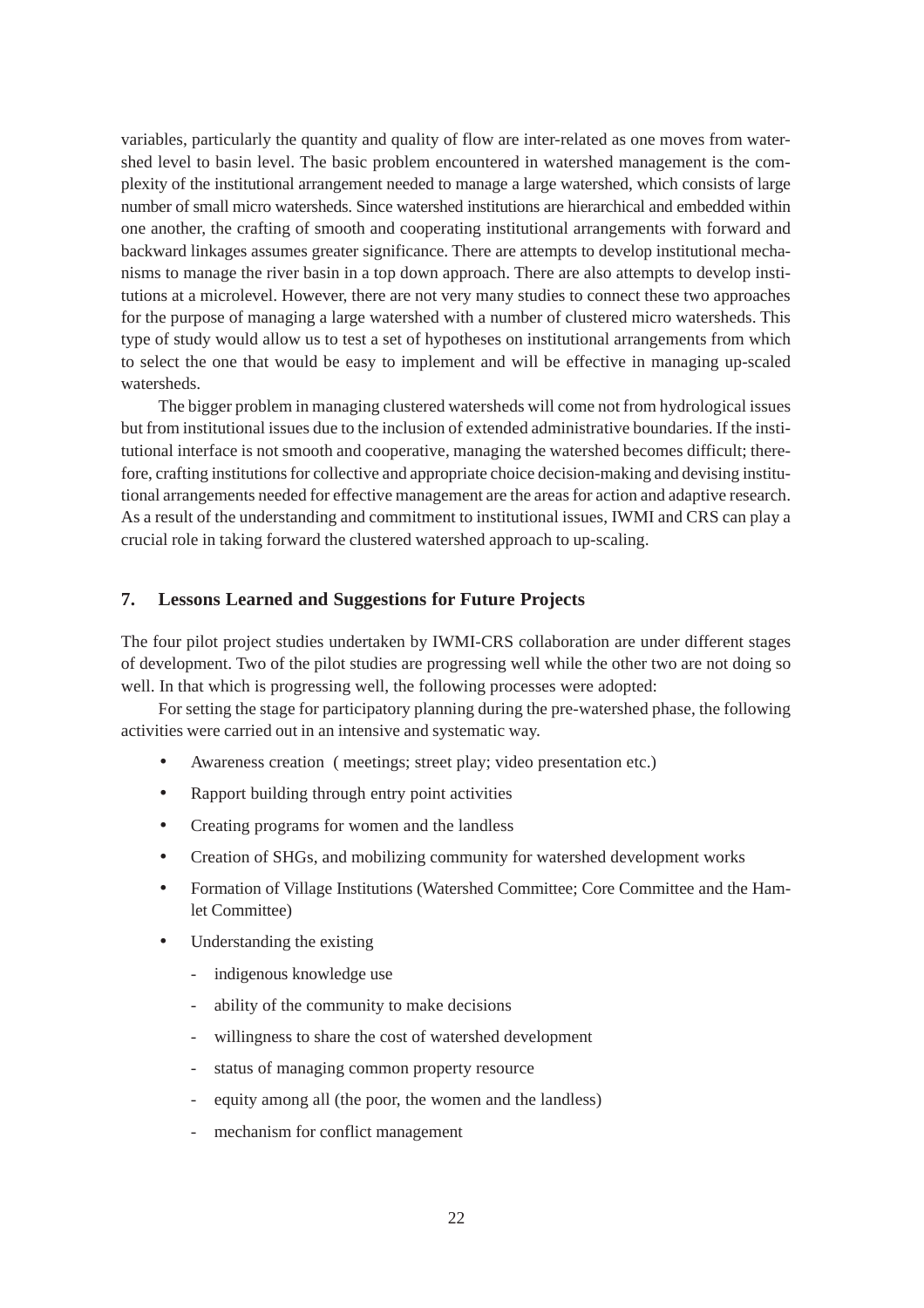variables, particularly the quantity and quality of flow are inter-related as one moves from watershed level to basin level. The basic problem encountered in watershed management is the complexity of the institutional arrangement needed to manage a large watershed, which consists of large number of small micro watersheds. Since watershed institutions are hierarchical and embedded within one another, the crafting of smooth and cooperating institutional arrangements with forward and backward linkages assumes greater significance. There are attempts to develop institutional mechanisms to manage the river basin in a top down approach. There are also attempts to develop institutions at a microlevel. However, there are not very many studies to connect these two approaches for the purpose of managing a large watershed with a number of clustered micro watersheds. This type of study would allow us to test a set of hypotheses on institutional arrangements from which to select the one that would be easy to implement and will be effective in managing up-scaled watersheds.

The bigger problem in managing clustered watersheds will come not from hydrological issues but from institutional issues due to the inclusion of extended administrative boundaries. If the institutional interface is not smooth and cooperative, managing the watershed becomes difficult; therefore, crafting institutions for collective and appropriate choice decision-making and devising institutional arrangements needed for effective management are the areas for action and adaptive research. As a result of the understanding and commitment to institutional issues, IWMI and CRS can play a crucial role in taking forward the clustered watershed approach to up-scaling.

## 7. Lessons Learned and Suggestions for Future Projects

The four pilot project studies undertaken by IWMI-CRS collaboration are under different stages of development. Two of the pilot studies are progressing well while the other two are not doing so well. In that which is progressing well, the following processes were adopted:

For setting the stage for participatory planning during the pre-watershed phase, the following activities were carried out in an intensive and systematic way.

- Awareness creation ( meetings; street play; video presentation etc.)
- Rapport building through entry point activities
- Creating programs for women and the landless
- Creation of SHGs, and mobilizing community for watershed development works
- Formation of Village Institutions (Watershed Committee; Core Committee and the Hamlet Committee)
- Understanding the existing
  - indigenous knowledge use
  - ability of the community to make decisions
  - willingness to share the cost of watershed development
  - status of managing common property resource
  - equity among all (the poor, the women and the landless)
  - mechanism for conflict management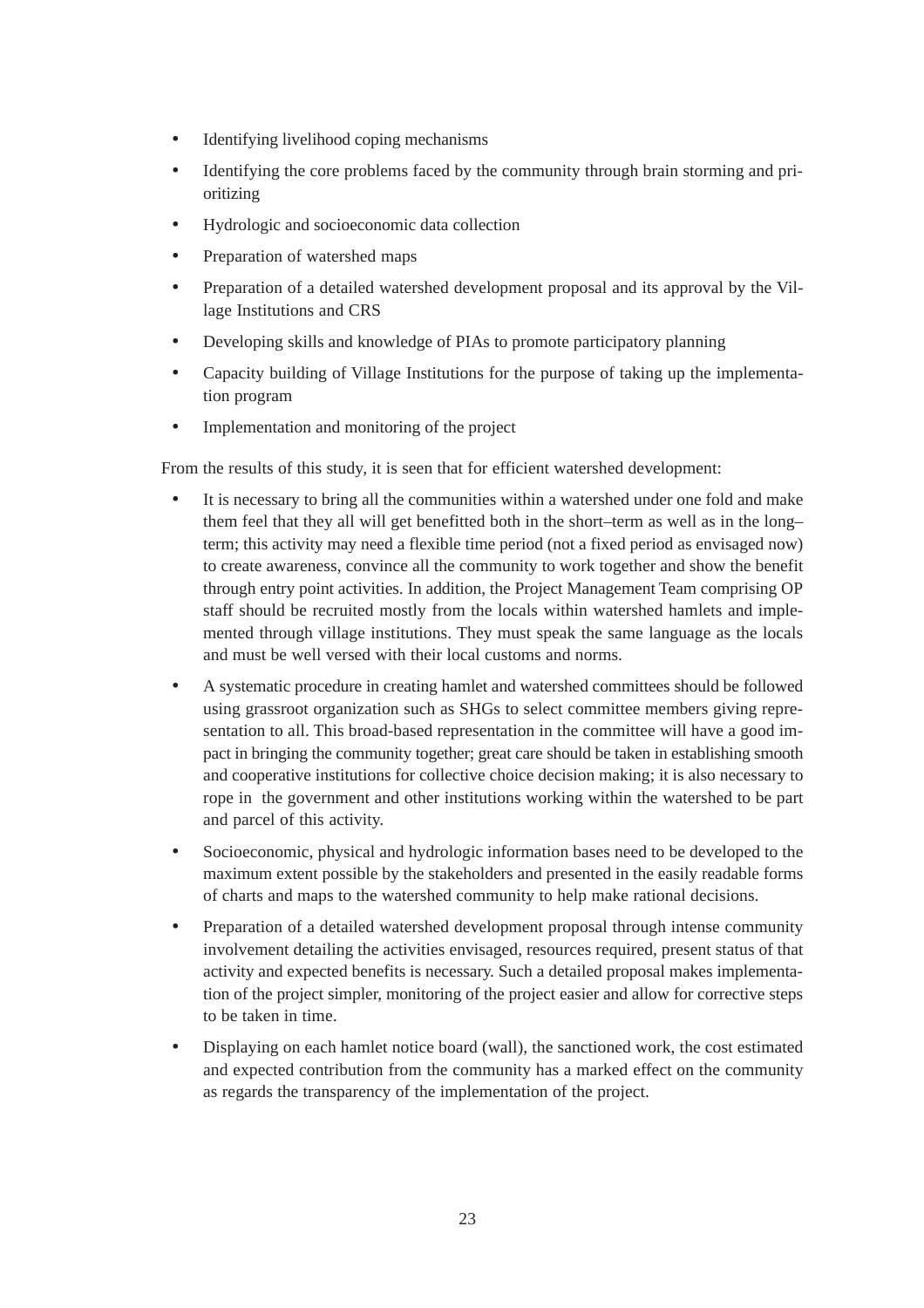- Identifying livelihood coping mechanisms
- Identifying the core problems faced by the community through brain storming and prioritizing
- Hydrologic and socioeconomic data collection
- Preparation of watershed maps
- Preparation of a detailed watershed development proposal and its approval by the Village Institutions and CRS
- Developing skills and knowledge of PIAs to promote participatory planning
- Capacity building of Village Institutions for the purpose of taking up the implementation program
- Implementation and monitoring of the project

From the results of this study, it is seen that for efficient watershed development:

- It is necessary to bring all the communities within a watershed under one fold and make them feel that they all will get benefitted both in the short–term as well as in the long–term; this activity may need a flexible time period (not a fixed period as envisaged now) to create awareness, convince all the community to work together and show the benefit through entry point activities. In addition, the Project Management Team comprising OP staff should be recruited mostly from the locals within watershed hamlets and implemented through village institutions. They must speak the same language as the locals and must be well versed with their local customs and norms.
- A systematic procedure in creating hamlet and watershed committees should be followed using grassroot organization such as SHGs to select committee members giving representation to all. This broad-based representation in the committee will have a good impact in bringing the community together; great care should be taken in establishing smooth and cooperative institutions for collective choice decision making; it is also necessary to rope in the government and other institutions working within the watershed to be part and parcel of this activity.
- Socioeconomic, physical and hydrologic information bases need to be developed to the maximum extent possible by the stakeholders and presented in the easily readable forms of charts and maps to the watershed community to help make rational decisions.
- Preparation of a detailed watershed development proposal through intense community involvement detailing the activities envisaged, resources required, present status of that activity and expected benefits is necessary. Such a detailed proposal makes implementation of the project simpler, monitoring of the project easier and allow for corrective steps to be taken in time.
- Displaying on each hamlet notice board (wall), the sanctioned work, the cost estimated and expected contribution from the community has a marked effect on the community as regards the transparency of the implementation of the project.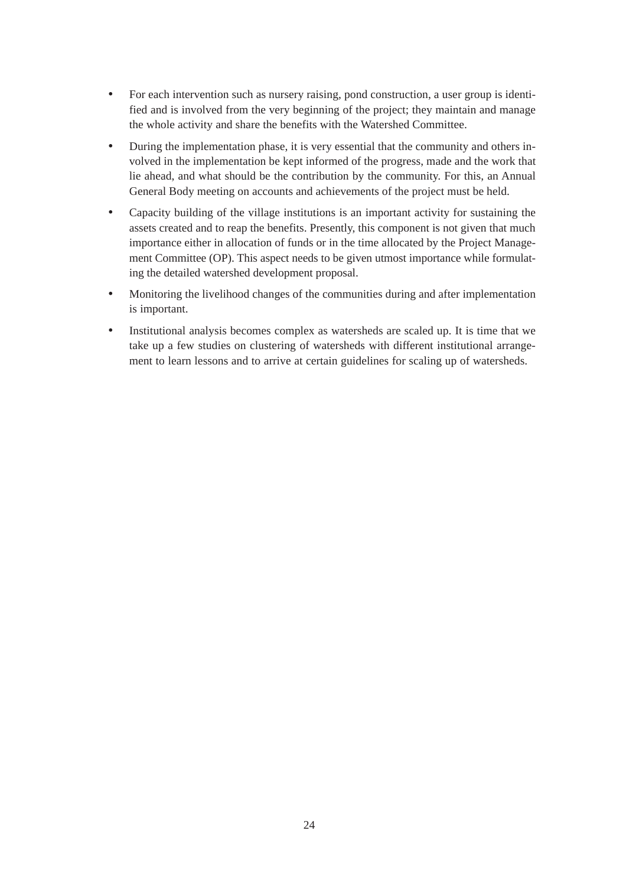- For each intervention such as nursery raising, pond construction, a user group is identified and is involved from the very beginning of the project; they maintain and manage the whole activity and share the benefits with the Watershed Committee.
- During the implementation phase, it is very essential that the community and others involved in the implementation be kept informed of the progress, made and the work that lie ahead, and what should be the contribution by the community. For this, an Annual General Body meeting on accounts and achievements of the project must be held.
- Capacity building of the village institutions is an important activity for sustaining the assets created and to reap the benefits. Presently, this component is not given that much importance either in allocation of funds or in the time allocated by the Project Management Committee (OP). This aspect needs to be given utmost importance while formulating the detailed watershed development proposal.
- Monitoring the livelihood changes of the communities during and after implementation is important.
- Institutional analysis becomes complex as watersheds are scaled up. It is time that we take up a few studies on clustering of watersheds with different institutional arrangement to learn lessons and to arrive at certain guidelines for scaling up of watersheds.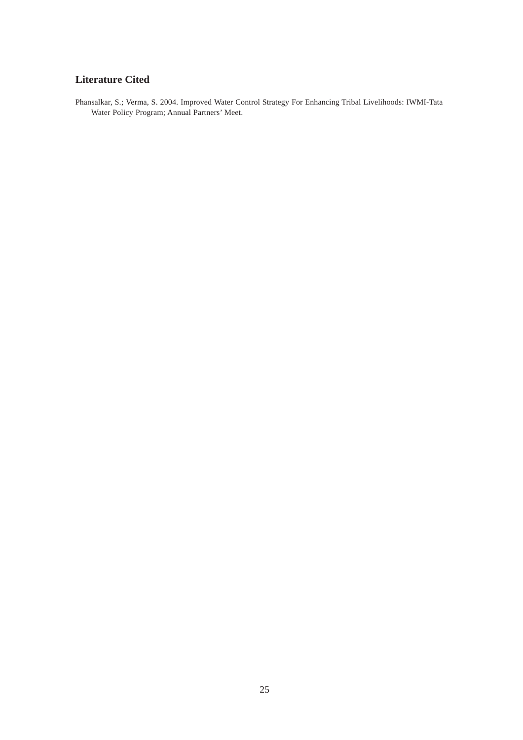## Literature Cited

Phansalkar, S.; Verma, S. 2004. Improved Water Control Strategy For Enhancing Tribal Livelihoods: IWMI-Tata Water Policy Program; Annual Partners' Meet.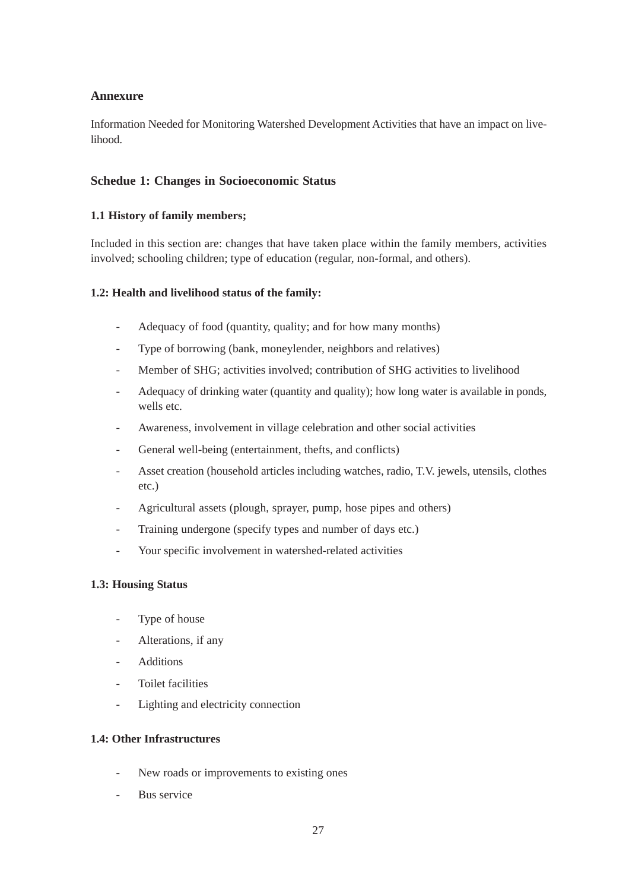## Annexure

Information Needed for Monitoring Watershed Development Activities that have an impact on livelihood.

### Schedue 1: Changes in Socioeconomic Status

#### 1.1 History of family members;

Included in this section are: changes that have taken place within the family members, activities involved; schooling children; type of education (regular, non-formal, and others).

#### 1.2: Health and livelihood status of the family:

- Adequacy of food (quantity, quality; and for how many months)
- Type of borrowing (bank, moneylender, neighbors and relatives)
- Member of SHG; activities involved; contribution of SHG activities to livelihood
- Adequacy of drinking water (quantity and quality); how long water is available in ponds, wells etc.
- Awareness, involvement in village celebration and other social activities
- General well-being (entertainment, thefts, and conflicts)
- Asset creation (household articles including watches, radio, T.V. jewels, utensils, clothes etc.)
- Agricultural assets (plough, sprayer, pump, hose pipes and others)
- Training undergone (specify types and number of days etc.)
- Your specific involvement in watershed-related activities

#### 1.3: Housing Status

- Type of house
- Alterations, if any
- Additions
- Toilet facilities
- Lighting and electricity connection

#### 1.4: Other Infrastructures

- New roads or improvements to existing ones
- Bus service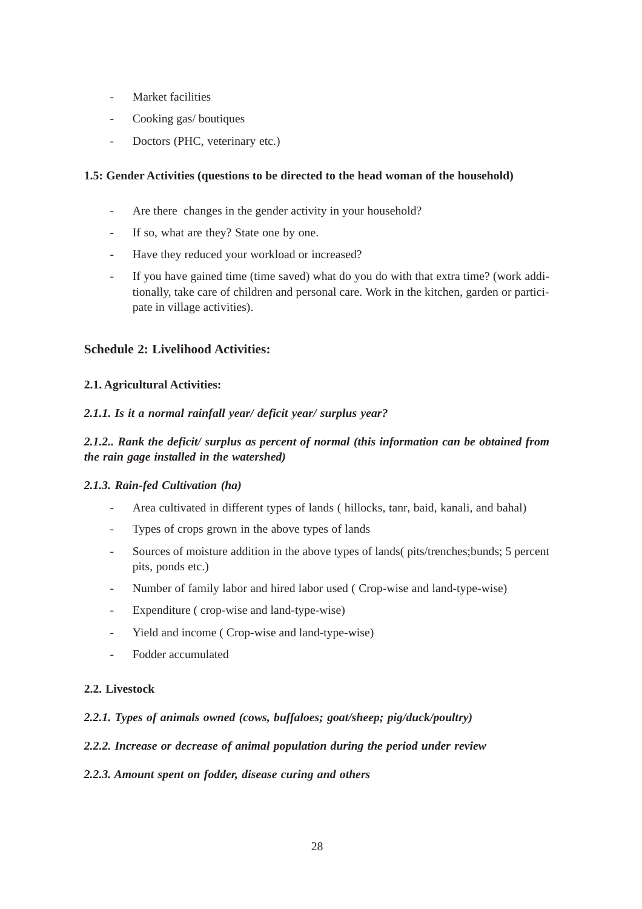- Market facilities
- Cooking gas/ boutiques
- Doctors (PHC, veterinary etc.)

**1.5: Gender Activities (questions to be directed to the head woman of the household)**

- Are there changes in the gender activity in your household?
- If so, what are they? State one by one.
- Have they reduced your workload or increased?
- If you have gained time (time saved) what do you do with that extra time? (work additionally, take care of children and personal care. Work in the kitchen, garden or participate in village activities).

## Schedule 2: Livelihood Activities:

**2.1. Agricultural Activities:**

***2.1.1. Is it a normal rainfall year/ deficit year/ surplus year?***

***2.1.2.. Rank the deficit/ surplus as percent of normal (this information can be obtained from the rain gage installed in the watershed)***

***2.1.3. Rain-fed Cultivation (ha)***

- Area cultivated in different types of lands ( hillocks, tanr, baid, kanali, and bahal)
- Types of crops grown in the above types of lands
- Sources of moisture addition in the above types of lands( pits/trenches;bunds; 5 percent pits, ponds etc.)
- Number of family labor and hired labor used ( Crop-wise and land-type-wise)
- Expenditure ( crop-wise and land-type-wise)
- Yield and income ( Crop-wise and land-type-wise)
- Fodder accumulated

**2.2. Livestock**

***2.2.1. Types of animals owned (cows, buffaloes; goat/sheep; pig/duck/poultry)***

***2.2.2. Increase or decrease of animal population during the period under review***

***2.2.3. Amount spent on fodder, disease curing and others***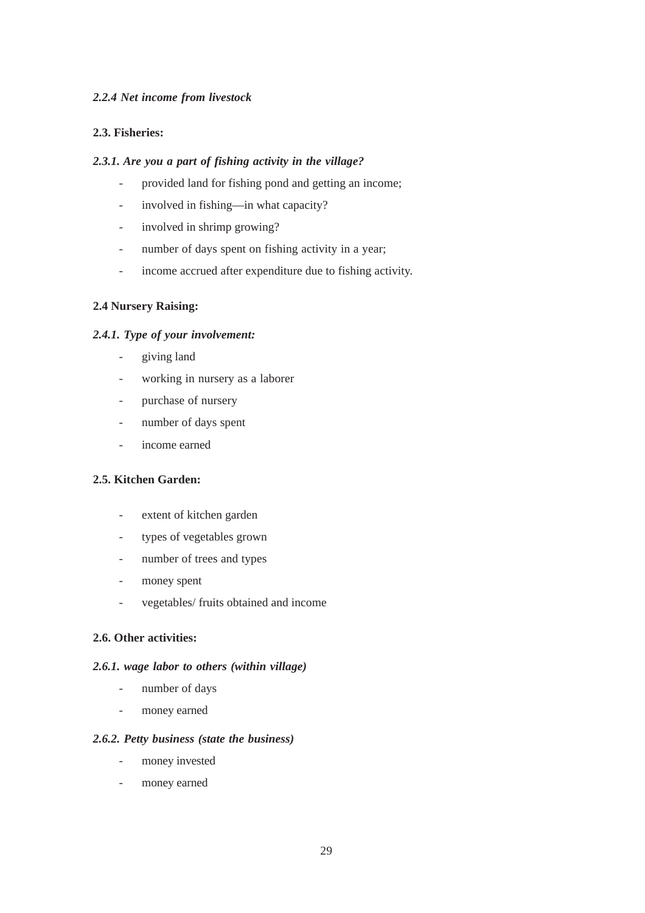#### *2.2.4 Net income from livestock*

### 2.3. Fisheries:

#### *2.3.1. Are you a part of fishing activity in the village?*

- provided land for fishing pond and getting an income;
- involved in fishing—in what capacity?
- involved in shrimp growing?
- number of days spent on fishing activity in a year;
- income accrued after expenditure due to fishing activity.

### 2.4 Nursery Raising:

#### *2.4.1. Type of your involvement:*

- giving land
- working in nursery as a laborer
- purchase of nursery
- number of days spent
- income earned

### 2.5. Kitchen Garden:

- extent of kitchen garden
- types of vegetables grown
- number of trees and types
- money spent
- vegetables/ fruits obtained and income

### 2.6. Other activities:

#### *2.6.1. wage labor to others (within village)*

- number of days
- money earned

#### *2.6.2. Petty business (state the business)*

- money invested
- money earned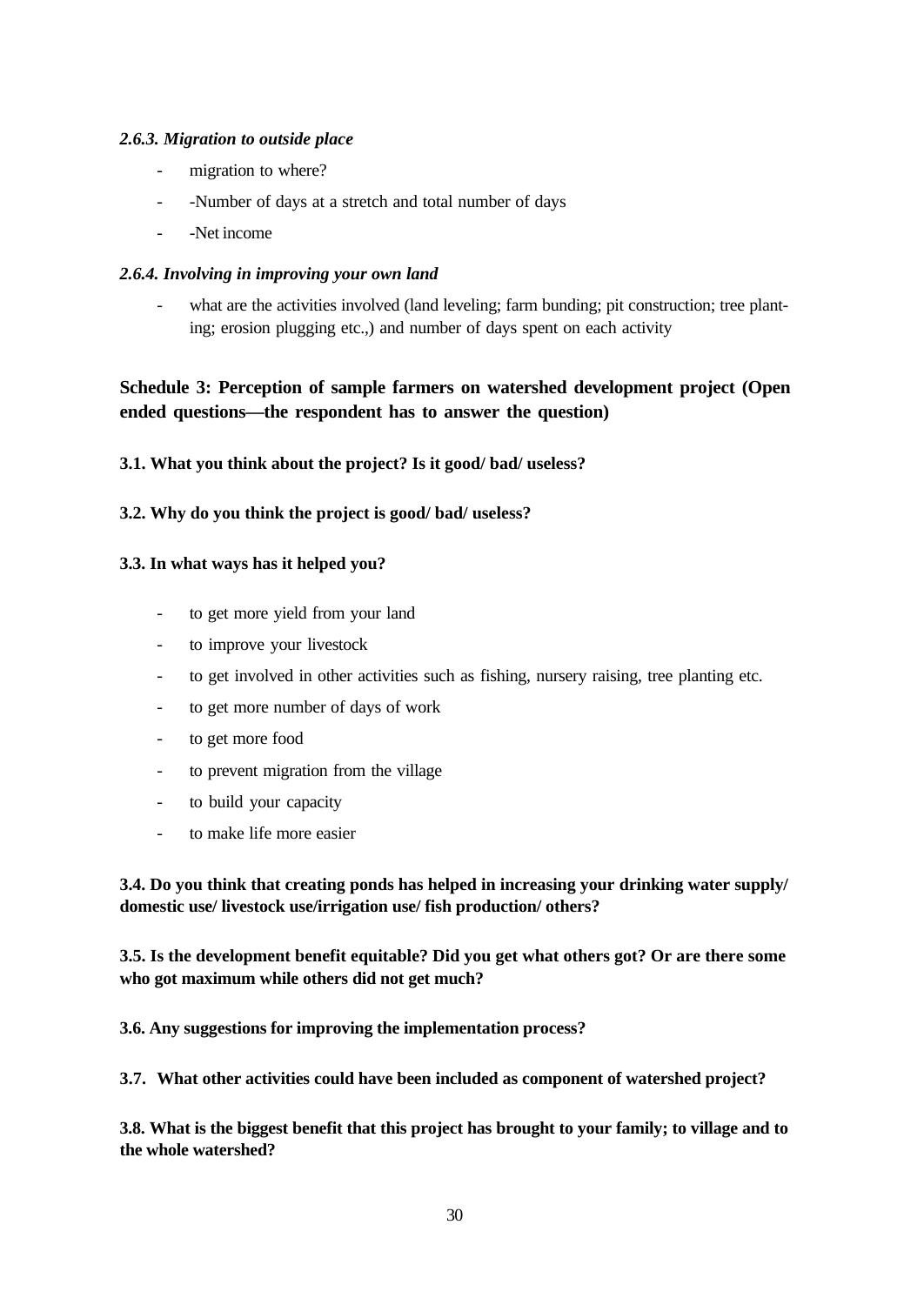### *2.6.3. Migration to outside place*

- migration to where?
- -Number of days at a stretch and total number of days
- -Net income

### *2.6.4. Involving in improving your own land*

- what are the activities involved (land leveling; farm bunding; pit construction; tree planting; erosion plugging etc.,) and number of days spent on each activity

## Schedule 3: Perception of sample farmers on watershed development project (Open ended questions—the respondent has to answer the question)

**3.1. What you think about the project? Is it good/ bad/ useless?**

**3.2. Why do you think the project is good/ bad/ useless?**

**3.3. In what ways has it helped you?**

- to get more yield from your land
- to improve your livestock
- to get involved in other activities such as fishing, nursery raising, tree planting etc.
- to get more number of days of work
- to get more food
- to prevent migration from the village
- to build your capacity
- to make life more easier

**3.4. Do you think that creating ponds has helped in increasing your drinking water supply/ domestic use/ livestock use/irrigation use/ fish production/ others?**

**3.5. Is the development benefit equitable? Did you get what others got? Or are there some who got maximum while others did not get much?**

**3.6. Any suggestions for improving the implementation process?**

**3.7. What other activities could have been included as component of watershed project?**

**3.8. What is the biggest benefit that this project has brought to your family; to village and to the whole watershed?**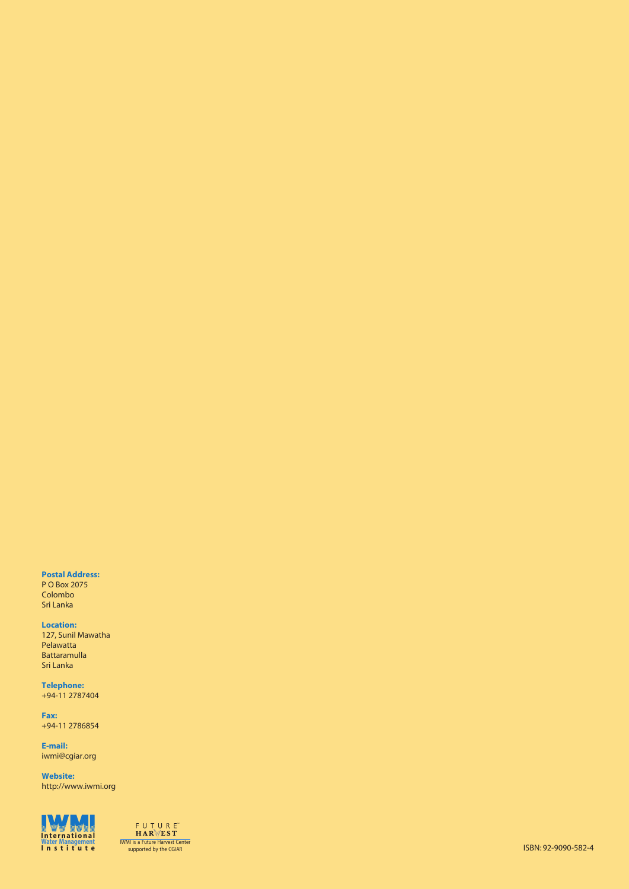**Postal Address:**
P O Box 2075
Colombo
Sri Lanka

**Location:**
127, Sunil Mawatha
Pelawatta
Battaramulla
Sri Lanka

**Telephone:**
+94-11 2787404

**Fax:**
+94-11 2786854

**E-mail:**
iwmi@cgiar.org

**Website:**
http://www.iwmi.org

IWMI
International
Water Management
Institute

FUTURE HARVEST
IWMI is a Future Harvest Center supported by the CGIAR

ISBN: 92-9090-582-4